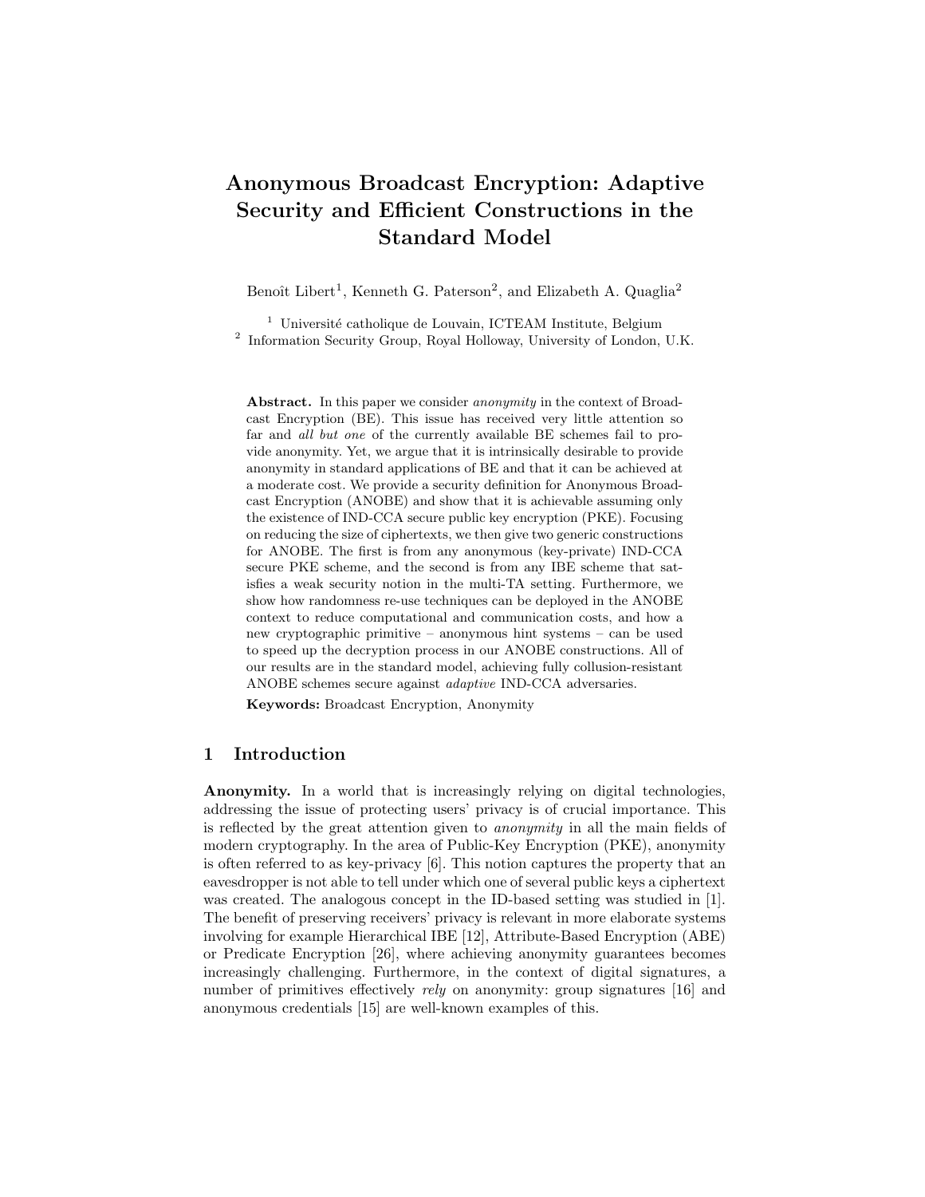# Anonymous Broadcast Encryption: Adaptive Security and Efficient Constructions in the Standard Model

Benoît Libert[1], Kenneth G. Paterson[2], and Elizabeth A. Quaglia[2]

[1] Université catholique de Louvain, ICTEAM Institute, Belgium
[2] Information Security Group, Royal Holloway, University of London, U.K.

**Abstract.** In this paper we consider *anonymity* in the context of Broadcast Encryption (BE). This issue has received very little attention so far and *all but one* of the currently available BE schemes fail to provide anonymity. Yet, we argue that it is intrinsically desirable to provide anonymity in standard applications of BE and that it can be achieved at a moderate cost. We provide a security definition for Anonymous Broadcast Encryption (ANOBE) and show that it is achievable assuming only the existence of IND-CCA secure public key encryption (PKE). Focusing on reducing the size of ciphertexts, we then give two generic constructions for ANOBE. The first is from any anonymous (key-private) IND-CCA secure PKE scheme, and the second is from any IBE scheme that satisfies a weak security notion in the multi-TA setting. Furthermore, we show how randomness re-use techniques can be deployed in the ANOBE context to reduce computational and communication costs, and how a new cryptographic primitive – anonymous hint systems – can be used to speed up the decryption process in our ANOBE constructions. All of our results are in the standard model, achieving fully collusion-resistant ANOBE schemes secure against *adaptive* IND-CCA adversaries.

**Keywords:** Broadcast Encryption, Anonymity

## 1 Introduction

**Anonymity.** In a world that is increasingly relying on digital technologies, addressing the issue of protecting users' privacy is of crucial importance. This is reflected by the great attention given to *anonymity* in all the main fields of modern cryptography. In the area of Public-Key Encryption (PKE), anonymity is often referred to as key-privacy [6]. This notion captures the property that an eavesdropper is not able to tell under which one of several public keys a ciphertext was created. The analogous concept in the ID-based setting was studied in [1]. The benefit of preserving receivers' privacy is relevant in more elaborate systems involving for example Hierarchical IBE [12], Attribute-Based Encryption (ABE) or Predicate Encryption [26], where achieving anonymity guarantees becomes increasingly challenging. Furthermore, in the context of digital signatures, a number of primitives effectively *rely* on anonymity: group signatures [16] and anonymous credentials [15] are well-known examples of this.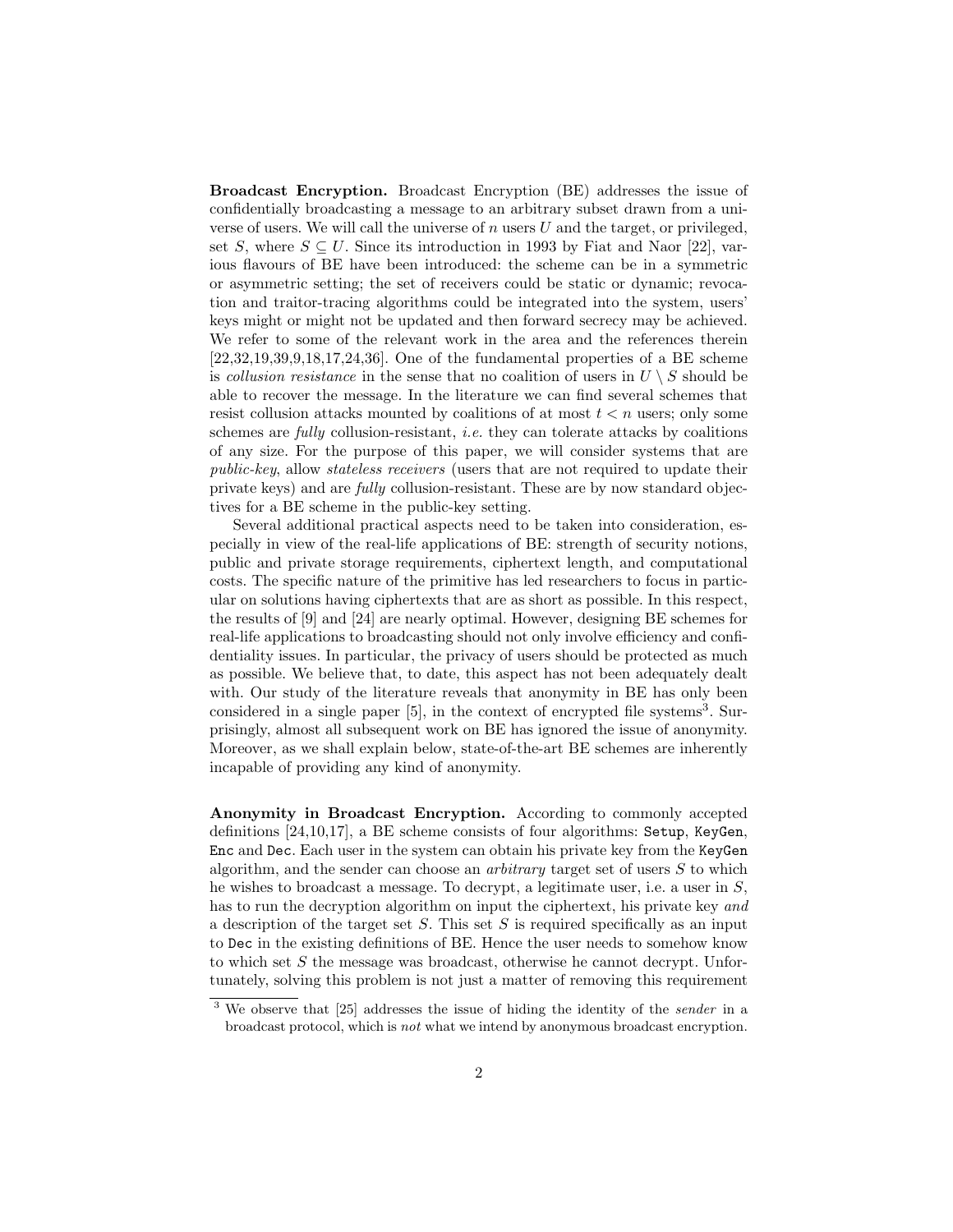**Broadcast Encryption.** Broadcast Encryption (BE) addresses the issue of confidentially broadcasting a message to an arbitrary subset drawn from a universe of users. We will call the universe of $n$ users $U$ and the target, or privileged, set $S$, where $S \subseteq U$. Since its introduction in 1993 by Fiat and Naor [22], various flavours of BE have been introduced: the scheme can be in a symmetric or asymmetric setting; the set of receivers could be static or dynamic; revocation and traitor-tracing algorithms could be integrated into the system, users' keys might or might not be updated and then forward secrecy may be achieved. We refer to some of the relevant work in the area and the references therein [22,32,19,39,9,18,17,24,36]. One of the fundamental properties of a BE scheme is *collusion resistance* in the sense that no coalition of users in $U \setminus S$ should be able to recover the message. In the literature we can find several schemes that resist collusion attacks mounted by coalitions of at most $t < n$ users; only some schemes are *fully* collusion-resistant, *i.e.* they can tolerate attacks by coalitions of any size. For the purpose of this paper, we will consider systems that are *public-key*, allow *stateless receivers* (users that are not required to update their private keys) and are *fully* collusion-resistant. These are by now standard objectives for a BE scheme in the public-key setting.

Several additional practical aspects need to be taken into consideration, especially in view of the real-life applications of BE: strength of security notions, public and private storage requirements, ciphertext length, and computational costs. The specific nature of the primitive has led researchers to focus in particular on solutions having ciphertexts that are as short as possible. In this respect, the results of [9] and [24] are nearly optimal. However, designing BE schemes for real-life applications to broadcasting should not only involve efficiency and confidentiality issues. In particular, the privacy of users should be protected as much as possible. We believe that, to date, this aspect has not been adequately dealt with. Our study of the literature reveals that anonymity in BE has only been considered in a single paper [5], in the context of encrypted file systems[3]. Surprisingly, almost all subsequent work on BE has ignored the issue of anonymity. Moreover, as we shall explain below, state-of-the-art BE schemes are inherently incapable of providing any kind of anonymity.

**Anonymity in Broadcast Encryption.** According to commonly accepted definitions [24,10,17], a BE scheme consists of four algorithms: `Setup`, `KeyGen`, `Enc` and `Dec`. Each user in the system can obtain his private key from the `KeyGen` algorithm, and the sender can choose an *arbitrary* target set of users $S$ to which he wishes to broadcast a message. To decrypt, a legitimate user, i.e. a user in $S$, has to run the decryption algorithm on input the ciphertext, his private key *and* a description of the target set $S$. This set $S$ is required specifically as an input to `Dec` in the existing definitions of BE. Hence the user needs to somehow know to which set $S$ the message was broadcast, otherwise he cannot decrypt. Unfortunately, solving this problem is not just a matter of removing this requirement

[3] We observe that [25] addresses the issue of hiding the identity of the *sender* in a broadcast protocol, which is *not* what we intend by anonymous broadcast encryption.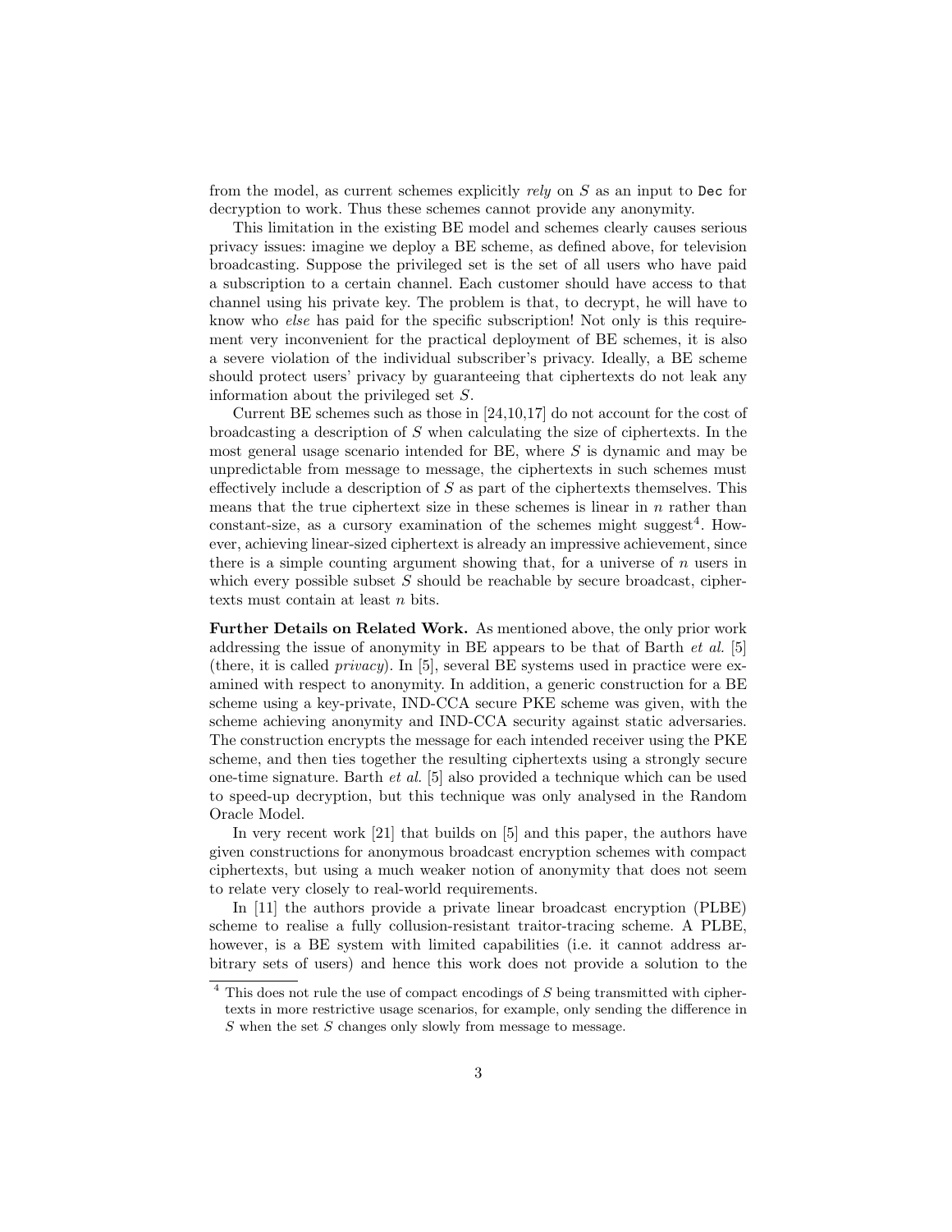from the model, as current schemes explicitly *rely* on $S$ as an input to `Dec` for decryption to work. Thus these schemes cannot provide any anonymity.

This limitation in the existing BE model and schemes clearly causes serious privacy issues: imagine we deploy a BE scheme, as defined above, for television broadcasting. Suppose the privileged set is the set of all users who have paid a subscription to a certain channel. Each customer should have access to that channel using his private key. The problem is that, to decrypt, he will have to know who *else* has paid for the specific subscription! Not only is this requirement very inconvenient for the practical deployment of BE schemes, it is also a severe violation of the individual subscriber's privacy. Ideally, a BE scheme should protect users' privacy by guaranteeing that ciphertexts do not leak any information about the privileged set $S$.

Current BE schemes such as those in [24,10,17] do not account for the cost of broadcasting a description of $S$ when calculating the size of ciphertexts. In the most general usage scenario intended for BE, where $S$ is dynamic and may be unpredictable from message to message, the ciphertexts in such schemes must effectively include a description of $S$ as part of the ciphertexts themselves. This means that the true ciphertext size in these schemes is linear in $n$ rather than constant-size, as a cursory examination of the schemes might suggest[4]. However, achieving linear-sized ciphertext is already an impressive achievement, since there is a simple counting argument showing that, for a universe of $n$ users in which every possible subset $S$ should be reachable by secure broadcast, ciphertexts must contain at least $n$ bits.

**Further Details on Related Work.** As mentioned above, the only prior work addressing the issue of anonymity in BE appears to be that of Barth *et al.* [5] (there, it is called *privacy*). In [5], several BE systems used in practice were examined with respect to anonymity. In addition, a generic construction for a BE scheme using a key-private, IND-CCA secure PKE scheme was given, with the scheme achieving anonymity and IND-CCA security against static adversaries. The construction encrypts the message for each intended receiver using the PKE scheme, and then ties together the resulting ciphertexts using a strongly secure one-time signature. Barth *et al.* [5] also provided a technique which can be used to speed-up decryption, but this technique was only analysed in the Random Oracle Model.

In very recent work [21] that builds on [5] and this paper, the authors have given constructions for anonymous broadcast encryption schemes with compact ciphertexts, but using a much weaker notion of anonymity that does not seem to relate very closely to real-world requirements.

In [11] the authors provide a private linear broadcast encryption (PLBE) scheme to realise a fully collusion-resistant traitor-tracing scheme. A PLBE, however, is a BE system with limited capabilities (i.e. it cannot address arbitrary sets of users) and hence this work does not provide a solution to the

[4] This does not rule the use of compact encodings of $S$ being transmitted with ciphertexts in more restrictive usage scenarios, for example, only sending the difference in $S$ when the set $S$ changes only slowly from message to message.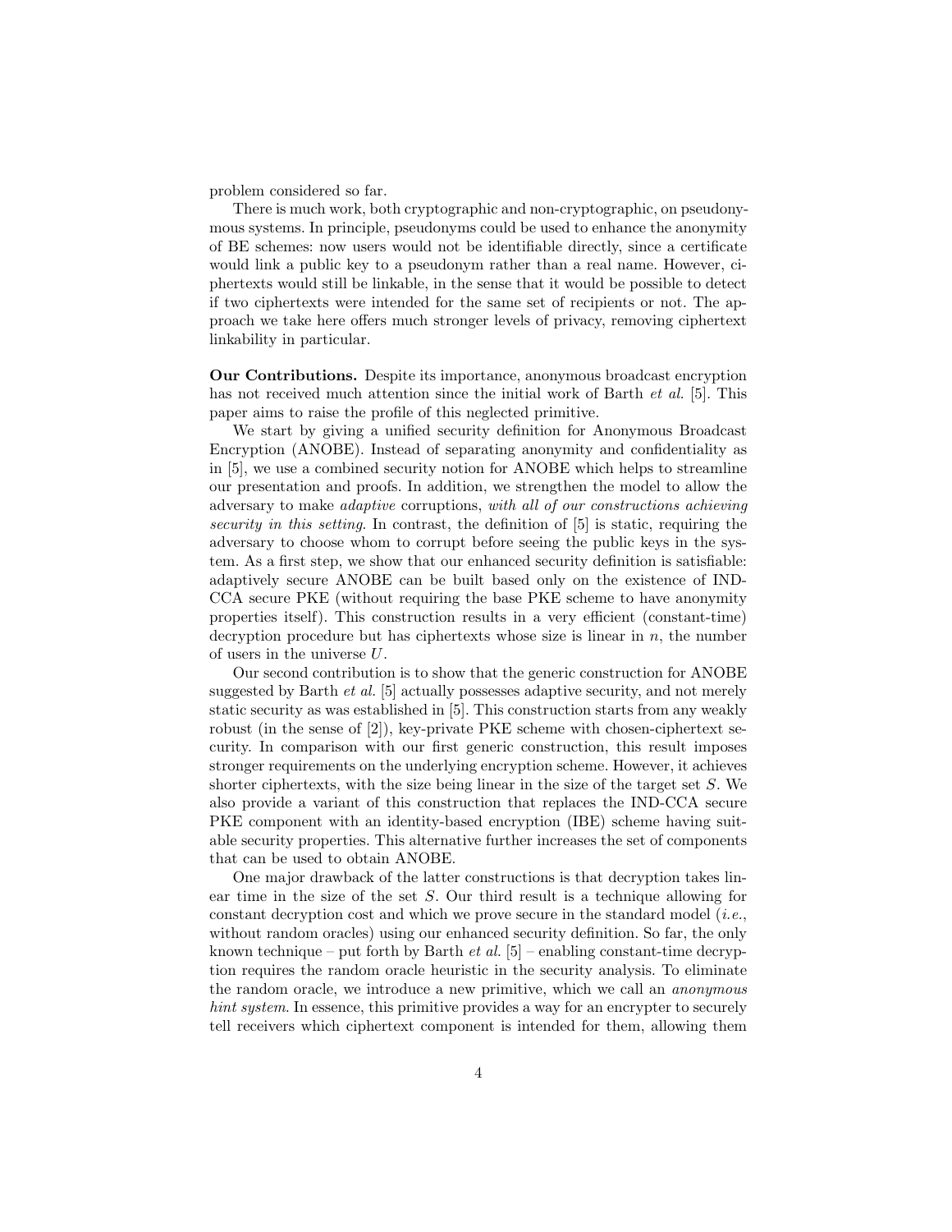problem considered so far.

There is much work, both cryptographic and non-cryptographic, on pseudonymous systems. In principle, pseudonyms could be used to enhance the anonymity of BE schemes: now users would not be identifiable directly, since a certificate would link a public key to a pseudonym rather than a real name. However, ciphertexts would still be linkable, in the sense that it would be possible to detect if two ciphertexts were intended for the same set of recipients or not. The approach we take here offers much stronger levels of privacy, removing ciphertext linkability in particular.

**Our Contributions.** Despite its importance, anonymous broadcast encryption has not received much attention since the initial work of Barth *et al.* [5]. This paper aims to raise the profile of this neglected primitive.

We start by giving a unified security definition for Anonymous Broadcast Encryption (ANOBE). Instead of separating anonymity and confidentiality as in [5], we use a combined security notion for ANOBE which helps to streamline our presentation and proofs. In addition, we strengthen the model to allow the adversary to make *adaptive* corruptions, *with all of our constructions achieving security in this setting*. In contrast, the definition of [5] is static, requiring the adversary to choose whom to corrupt before seeing the public keys in the system. As a first step, we show that our enhanced security definition is satisfiable: adaptively secure ANOBE can be built based only on the existence of IND-CCA secure PKE (without requiring the base PKE scheme to have anonymity properties itself). This construction results in a very efficient (constant-time) decryption procedure but has ciphertexts whose size is linear in $n$, the number of users in the universe $U$.

Our second contribution is to show that the generic construction for ANOBE suggested by Barth *et al.* [5] actually possesses adaptive security, and not merely static security as was established in [5]. This construction starts from any weakly robust (in the sense of [2]), key-private PKE scheme with chosen-ciphertext security. In comparison with our first generic construction, this result imposes stronger requirements on the underlying encryption scheme. However, it achieves shorter ciphertexts, with the size being linear in the size of the target set $S$. We also provide a variant of this construction that replaces the IND-CCA secure PKE component with an identity-based encryption (IBE) scheme having suitable security properties. This alternative further increases the set of components that can be used to obtain ANOBE.

One major drawback of the latter constructions is that decryption takes linear time in the size of the set $S$. Our third result is a technique allowing for constant decryption cost and which we prove secure in the standard model (*i.e.*, without random oracles) using our enhanced security definition. So far, the only known technique – put forth by Barth *et al.* [5] – enabling constant-time decryption requires the random oracle heuristic in the security analysis. To eliminate the random oracle, we introduce a new primitive, which we call an *anonymous hint system*. In essence, this primitive provides a way for an encrypter to securely tell receivers which ciphertext component is intended for them, allowing them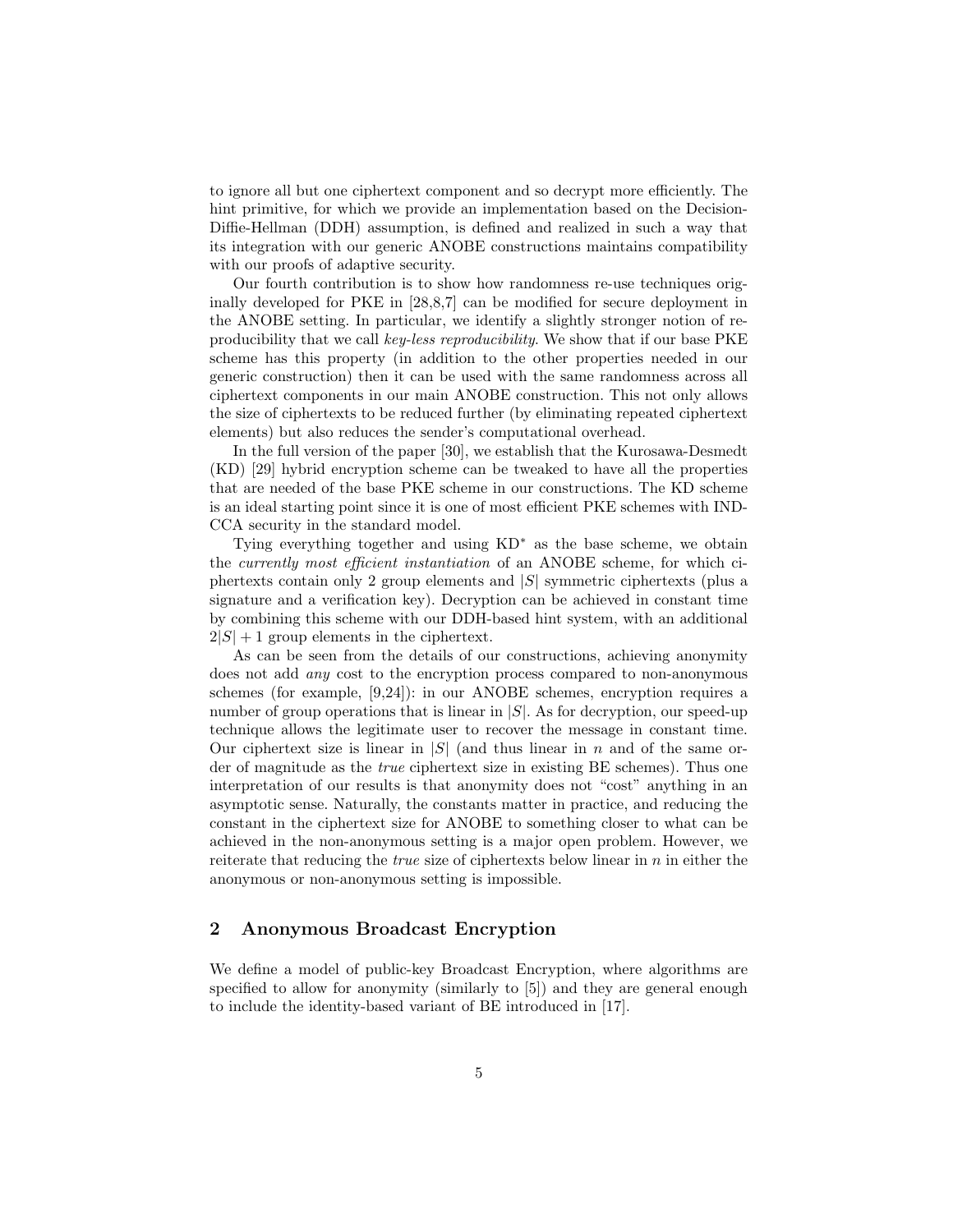to ignore all but one ciphertext component and so decrypt more efficiently. The hint primitive, for which we provide an implementation based on the Decision-Diffie-Hellman (DDH) assumption, is defined and realized in such a way that its integration with our generic ANOBE constructions maintains compatibility with our proofs of adaptive security.

Our fourth contribution is to show how randomness re-use techniques originally developed for PKE in [28,8,7] can be modified for secure deployment in the ANOBE setting. In particular, we identify a slightly stronger notion of reproducibility that we call *key-less reproducibility*. We show that if our base PKE scheme has this property (in addition to the other properties needed in our generic construction) then it can be used with the same randomness across all ciphertext components in our main ANOBE construction. This not only allows the size of ciphertexts to be reduced further (by eliminating repeated ciphertext elements) but also reduces the sender's computational overhead.

In the full version of the paper [30], we establish that the Kurosawa-Desmedt (KD) [29] hybrid encryption scheme can be tweaked to have all the properties that are needed of the base PKE scheme in our constructions. The KD scheme is an ideal starting point since it is one of most efficient PKE schemes with IND-CCA security in the standard model.

Tying everything together and using $\mathrm{KD}^*$ as the base scheme, we obtain the *currently most efficient instantiation* of an ANOBE scheme, for which ciphertexts contain only 2 group elements and $|S|$ symmetric ciphertexts (plus a signature and a verification key). Decryption can be achieved in constant time by combining this scheme with our DDH-based hint system, with an additional $2|S|+1$ group elements in the ciphertext.

As can be seen from the details of our constructions, achieving anonymity does not add *any* cost to the encryption process compared to non-anonymous schemes (for example, [9,24]): in our ANOBE schemes, encryption requires a number of group operations that is linear in $|S|$. As for decryption, our speed-up technique allows the legitimate user to recover the message in constant time. Our ciphertext size is linear in $|S|$ (and thus linear in $n$ and of the same order of magnitude as the *true* ciphertext size in existing BE schemes). Thus one interpretation of our results is that anonymity does not "cost" anything in an asymptotic sense. Naturally, the constants matter in practice, and reducing the constant in the ciphertext size for ANOBE to something closer to what can be achieved in the non-anonymous setting is a major open problem. However, we reiterate that reducing the *true* size of ciphertexts below linear in $n$ in either the anonymous or non-anonymous setting is impossible.

## 2 Anonymous Broadcast Encryption

We define a model of public-key Broadcast Encryption, where algorithms are specified to allow for anonymity (similarly to [5]) and they are general enough to include the identity-based variant of BE introduced in [17].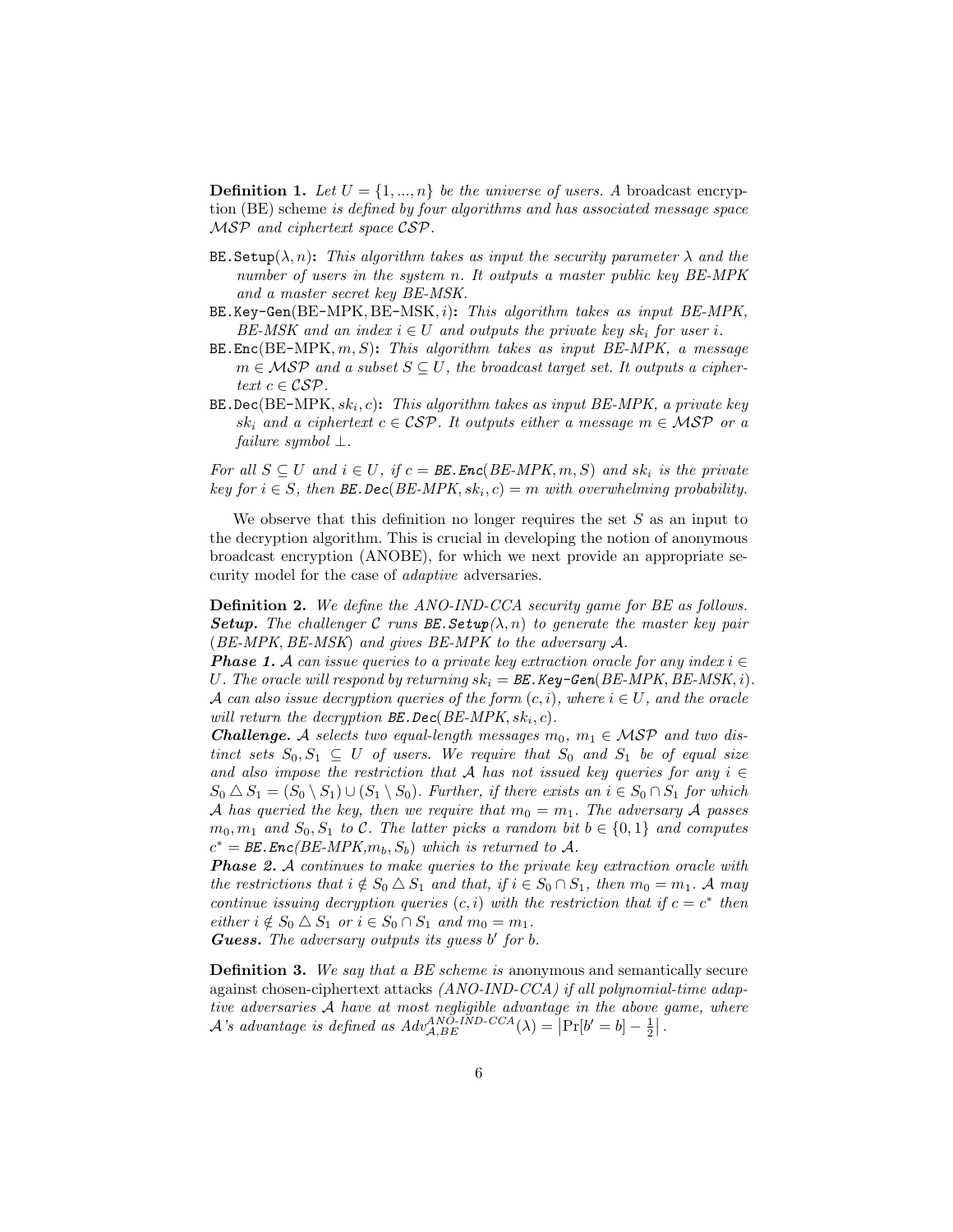**Definition 1.** *Let $U = \{1, ..., n\}$ be the universe of users. A* broadcast encryption (BE) scheme *is defined by four algorithms and has associated message space $\mathcal{MSP}$ and ciphertext space $\mathcal{CSP}$.*

- `BE.Setup`$(\lambda, n)$**:** *This algorithm takes as input the security parameter $\lambda$ and the number of users in the system $n$. It outputs a master public key BE-MPK and a master secret key BE-MSK.*
- `BE.Key-Gen`(BE-MPK, BE-MSK, $i$)**:** *This algorithm takes as input BE-MPK, BE-MSK and an index $i \in U$ and outputs the private key $sk_i$ for user $i$.*
- `BE.Enc`(BE-MPK, $m, S$)**:** *This algorithm takes as input BE-MPK, a message $m \in \mathcal{MSP}$ and a subset $S \subseteq U$, the broadcast target set. It outputs a ciphertext $c \in \mathcal{CSP}$.*
- `BE.Dec`(BE-MPK, $sk_i, c$)**:** *This algorithm takes as input BE-MPK, a private key $sk_i$ and a ciphertext $c \in \mathcal{CSP}$. It outputs either a message $m \in \mathcal{MSP}$ or a failure symbol $\perp$.*

*For all $S \subseteq U$ and $i \in U$, if $c =$ `BE.Enc`(BE-MPK, $m, S$) and $sk_i$ is the private key for $i \in S$, then `BE.Dec`(BE-MPK, $sk_i, c$) $= m$ with overwhelming probability.*

We observe that this definition no longer requires the set $S$ as an input to the decryption algorithm. This is crucial in developing the notion of anonymous broadcast encryption (ANOBE), for which we next provide an appropriate security model for the case of *adaptive* adversaries.

**Definition 2.** *We define the ANO-IND-CCA security game for BE as follows.*
***Setup.*** *The challenger $\mathcal{C}$ runs `BE.Setup`$(\lambda, n)$ to generate the master key pair (BE-MPK, BE-MSK) and gives BE-MPK to the adversary $\mathcal{A}$.*
***Phase 1.*** *$\mathcal{A}$ can issue queries to a private key extraction oracle for any index $i \in U$. The oracle will respond by returning $sk_i =$ `BE.Key-Gen`(BE-MPK, BE-MSK, $i$). $\mathcal{A}$ can also issue decryption queries of the form $(c, i)$, where $i \in U$, and the oracle will return the decryption `BE.Dec`(BE-MPK, $sk_i, c$).*
***Challenge.*** *$\mathcal{A}$ selects two equal-length messages $m_0$, $m_1 \in \mathcal{MSP}$ and two distinct sets $S_0, S_1 \subseteq U$ of users. We require that $S_0$ and $S_1$ be of equal size and also impose the restriction that $\mathcal{A}$ has not issued key queries for any $i \in S_0 \triangle S_1 = (S_0 \setminus S_1) \cup (S_1 \setminus S_0)$. Further, if there exists an $i \in S_0 \cap S_1$ for which $\mathcal{A}$ has queried the key, then we require that $m_0 = m_1$. The adversary $\mathcal{A}$ passes $m_0, m_1$ and $S_0, S_1$ to $\mathcal{C}$. The latter picks a random bit $b \in \{0, 1\}$ and computes $c^* =$ `BE.Enc`(BE-MPK,$m_b, S_b$) which is returned to $\mathcal{A}$.*
***Phase 2.*** *$\mathcal{A}$ continues to make queries to the private key extraction oracle with the restrictions that $i \notin S_0 \triangle S_1$ and that, if $i \in S_0 \cap S_1$, then $m_0 = m_1$. $\mathcal{A}$ may continue issuing decryption queries $(c, i)$ with the restriction that if $c = c^*$ then either $i \notin S_0 \triangle S_1$ or $i \in S_0 \cap S_1$ and $m_0 = m_1$.*
***Guess.*** *The adversary outputs its guess $b'$ for $b$.*

**Definition 3.** *We say that a BE scheme is* anonymous and semantically secure against chosen-ciphertext attacks *(ANO-IND-CCA) if all polynomial-time adaptive adversaries $\mathcal{A}$ have at most negligible advantage in the above game, where $\mathcal{A}$'s advantage is defined as $Adv_{\mathcal{A},BE}^{ANO\text{-}IND\text{-}CCA}(\lambda) = \left|\Pr[b' = b] - \frac{1}{2}\right|$.*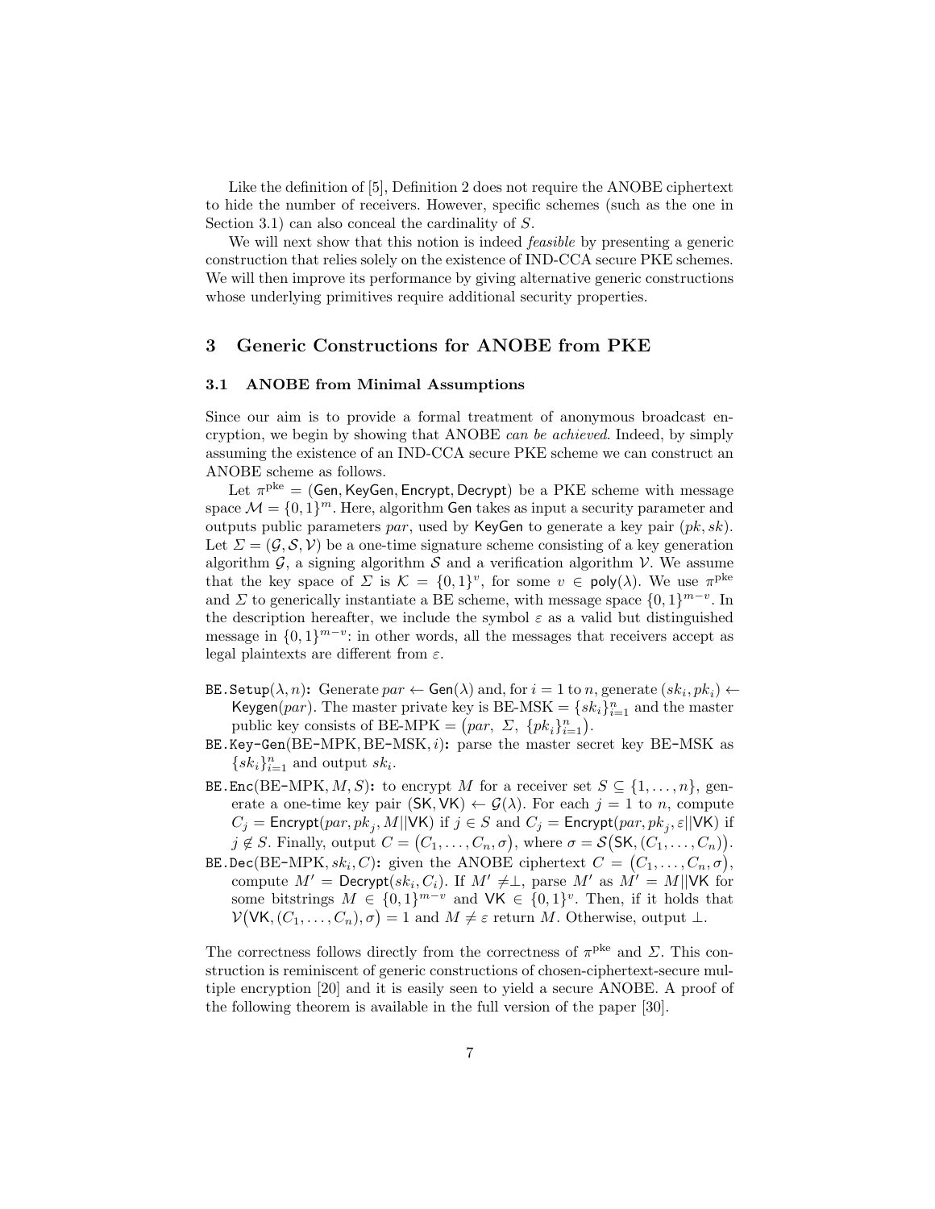Like the definition of [5], Definition 2 does not require the ANOBE ciphertext to hide the number of receivers. However, specific schemes (such as the one in Section 3.1) can also conceal the cardinality of $S$.

We will next show that this notion is indeed *feasible* by presenting a generic construction that relies solely on the existence of IND-CCA secure PKE schemes. We will then improve its performance by giving alternative generic constructions whose underlying primitives require additional security properties.

## 3 Generic Constructions for ANOBE from PKE

### 3.1 ANOBE from Minimal Assumptions

Since our aim is to provide a formal treatment of anonymous broadcast encryption, we begin by showing that ANOBE *can be achieved*. Indeed, by simply assuming the existence of an IND-CCA secure PKE scheme we can construct an ANOBE scheme as follows.

Let $\pi^{\mathrm{pke}} = (\mathsf{Gen}, \mathsf{KeyGen}, \mathsf{Encrypt}, \mathsf{Decrypt})$ be a PKE scheme with message space $\mathcal{M} = \{0,1\}^m$. Here, algorithm $\mathsf{Gen}$ takes as input a security parameter and outputs public parameters $par$, used by $\mathsf{KeyGen}$ to generate a key pair $(pk, sk)$. Let $\Sigma = (\mathcal{G}, \mathcal{S}, \mathcal{V})$ be a one-time signature scheme consisting of a key generation algorithm $\mathcal{G}$, a signing algorithm $\mathcal{S}$ and a verification algorithm $\mathcal{V}$. We assume that the key space of $\Sigma$ is $\mathcal{K} = \{0,1\}^v$, for some $v \in \mathsf{poly}(\lambda)$. We use $\pi^{\mathrm{pke}}$ and $\Sigma$ to generically instantiate a BE scheme, with message space $\{0,1\}^{m-v}$. In the description hereafter, we include the symbol $\varepsilon$ as a valid but distinguished message in $\{0,1\}^{m-v}$: in other words, all the messages that receivers accept as legal plaintexts are different from $\varepsilon$.

- **BE.Setup$(\lambda, n)$:** Generate $par \leftarrow \mathsf{Gen}(\lambda)$ and, for $i = 1$ to $n$, generate $(sk_i, pk_i) \leftarrow \mathsf{Keygen}(par)$. The master private key is $\text{BE-MSK} = \{sk_i\}_{i=1}^n$ and the master public key consists of $\text{BE-MPK} = \big(par,\ \Sigma,\ \{pk_i\}_{i=1}^n\big)$.
- **BE.Key-Gen(BE-MPK, BE-MSK, $i$):** parse the master secret key BE-MSK as $\{sk_i\}_{i=1}^n$ and output $sk_i$.
- **BE.Enc(BE-MPK, $M, S$):** to encrypt $M$ for a receiver set $S \subseteq \{1, \ldots, n\}$, generate a one-time key pair $(\mathsf{SK}, \mathsf{VK}) \leftarrow \mathcal{G}(\lambda)$. For each $j = 1$ to $n$, compute $C_j = \mathsf{Encrypt}(par, pk_j, M||\mathsf{VK})$ if $j \in S$ and $C_j = \mathsf{Encrypt}(par, pk_j, \varepsilon||\mathsf{VK})$ if $j \notin S$. Finally, output $C = \big(C_1, \ldots, C_n, \sigma\big)$, where $\sigma = \mathcal{S}\big(\mathsf{SK}, (C_1, \ldots, C_n)\big)$.
- **BE.Dec(BE-MPK, $sk_i, C$):** given the ANOBE ciphertext $C = \big(C_1, \ldots, C_n, \sigma\big)$, compute $M' = \mathsf{Decrypt}(sk_i, C_i)$. If $M' \neq \perp$, parse $M'$ as $M' = M||\mathsf{VK}$ for some bitstrings $M \in \{0,1\}^{m-v}$ and $\mathsf{VK} \in \{0,1\}^v$. Then, if it holds that $\mathcal{V}\big(\mathsf{VK}, (C_1, \ldots, C_n), \sigma\big) = 1$ and $M \neq \varepsilon$ return $M$. Otherwise, output $\perp$.

The correctness follows directly from the correctness of $\pi^{\mathrm{pke}}$ and $\Sigma$. This construction is reminiscent of generic constructions of chosen-ciphertext-secure multiple encryption [20] and it is easily seen to yield a secure ANOBE. A proof of the following theorem is available in the full version of the paper [30].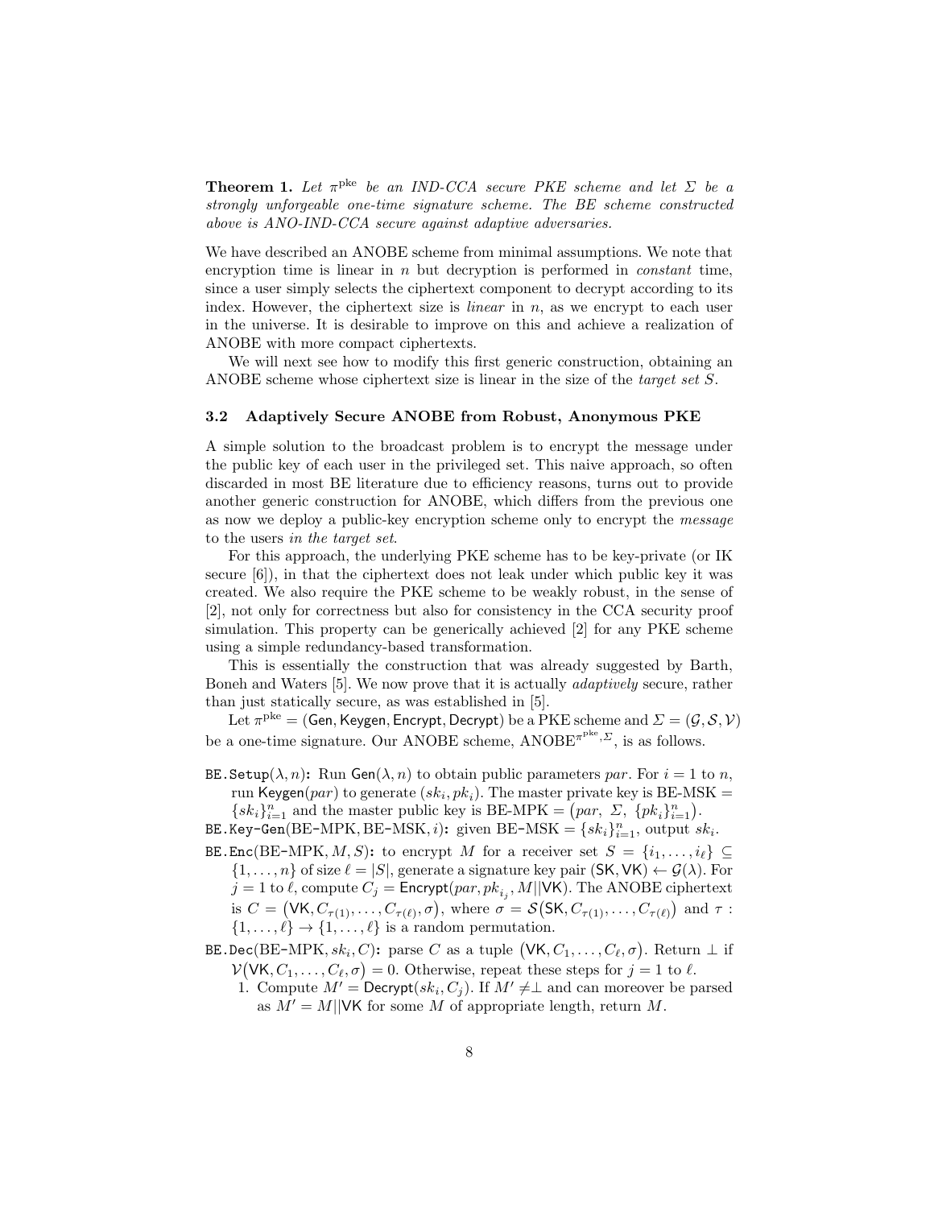**Theorem 1.** *Let $\pi^{\text{pke}}$ be an IND-CCA secure PKE scheme and let $\Sigma$ be a strongly unforgeable one-time signature scheme. The BE scheme constructed above is ANO-IND-CCA secure against adaptive adversaries.*

We have described an ANOBE scheme from minimal assumptions. We note that encryption time is linear in $n$ but decryption is performed in *constant* time, since a user simply selects the ciphertext component to decrypt according to its index. However, the ciphertext size is *linear* in $n$, as we encrypt to each user in the universe. It is desirable to improve on this and achieve a realization of ANOBE with more compact ciphertexts.

We will next see how to modify this first generic construction, obtaining an ANOBE scheme whose ciphertext size is linear in the size of the *target set* $S$.

### 3.2 Adaptively Secure ANOBE from Robust, Anonymous PKE

A simple solution to the broadcast problem is to encrypt the message under the public key of each user in the privileged set. This naive approach, so often discarded in most BE literature due to efficiency reasons, turns out to provide another generic construction for ANOBE, which differs from the previous one as now we deploy a public-key encryption scheme only to encrypt the *message* to the users *in the target set*.

For this approach, the underlying PKE scheme has to be key-private (or IK secure [6]), in that the ciphertext does not leak under which public key it was created. We also require the PKE scheme to be weakly robust, in the sense of [2], not only for correctness but also for consistency in the CCA security proof simulation. This property can be generically achieved [2] for any PKE scheme using a simple redundancy-based transformation.

This is essentially the construction that was already suggested by Barth, Boneh and Waters [5]. We now prove that it is actually *adaptively* secure, rather than just statically secure, as was established in [5].

Let $\pi^{\text{pke}} = (\mathsf{Gen}, \mathsf{Keygen}, \mathsf{Encrypt}, \mathsf{Decrypt})$ be a PKE scheme and $\Sigma = (\mathcal{G}, \mathcal{S}, \mathcal{V})$ be a one-time signature. Our ANOBE scheme, $\text{ANOBE}^{\pi^{\text{pke}}, \Sigma}$, is as follows.

- `BE.Setup`$(\lambda, n)$**:** Run $\mathsf{Gen}(\lambda, n)$ to obtain public parameters $par$. For $i = 1$ to $n$, run $\mathsf{Keygen}(par)$ to generate $(sk_i, pk_i)$. The master private key is BE-MSK $= \{sk_i\}_{i=1}^{n}$ and the master public key is BE-MPK $= \big(par,\ \Sigma,\ \{pk_i\}_{i=1}^{n}\big)$.
- `BE.Key-Gen`(BE-MPK, BE-MSK, $i$)**:** given BE-MSK $= \{sk_i\}_{i=1}^{n}$, output $sk_i$.
- `BE.Enc`(BE-MPK, $M, S$)**:** to encrypt $M$ for a receiver set $S = \{i_1, \ldots, i_\ell\} \subseteq \{1, \ldots, n\}$ of size $\ell = |S|$, generate a signature key pair $(\mathsf{SK}, \mathsf{VK}) \leftarrow \mathcal{G}(\lambda)$. For $j = 1$ to $\ell$, compute $C_j = \mathsf{Encrypt}(par, pk_{i_j}, M||\mathsf{VK})$. The ANOBE ciphertext is $C = \big(\mathsf{VK}, C_{\tau(1)}, \ldots, C_{\tau(\ell)}, \sigma\big)$, where $\sigma = \mathcal{S}\big(\mathsf{SK}, C_{\tau(1)}, \ldots, C_{\tau(\ell)}\big)$ and $\tau : \{1, \ldots, \ell\} \to \{1, \ldots, \ell\}$ is a random permutation.
- `BE.Dec`(BE-MPK, $sk_i, C$)**:** parse $C$ as a tuple $\big(\mathsf{VK}, C_1, \ldots, C_\ell, \sigma\big)$. Return $\perp$ if $\mathcal{V}\big(\mathsf{VK}, C_1, \ldots, C_\ell, \sigma\big) = 0$. Otherwise, repeat these steps for $j = 1$ to $\ell$.
  1. Compute $M' = \mathsf{Decrypt}(sk_i, C_j)$. If $M' \neq \perp$ and can moreover be parsed as $M' = M||\mathsf{VK}$ for some $M$ of appropriate length, return $M$.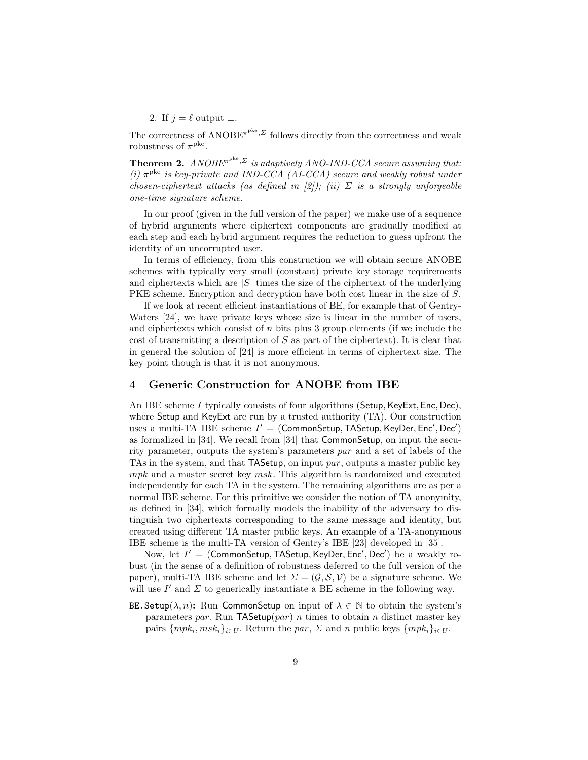2. If $j = \ell$ output $\perp$.

The correctness of $\mathrm{ANOBE}^{\pi^{\mathrm{pke}},\Sigma}$ follows directly from the correctness and weak robustness of $\pi^{\mathrm{pke}}$.

**Theorem 2.** *$\mathrm{ANOBE}^{\pi^{\mathrm{pke}},\Sigma}$ is adaptively ANO-IND-CCA secure assuming that: (i) $\pi^{\mathrm{pke}}$ is key-private and IND-CCA (AI-CCA) secure and weakly robust under chosen-ciphertext attacks (as defined in [2]); (ii) $\Sigma$ is a strongly unforgeable one-time signature scheme.*

In our proof (given in the full version of the paper) we make use of a sequence of hybrid arguments where ciphertext components are gradually modified at each step and each hybrid argument requires the reduction to guess upfront the identity of an uncorrupted user.

In terms of efficiency, from this construction we will obtain secure ANOBE schemes with typically very small (constant) private key storage requirements and ciphertexts which are $|S|$ times the size of the ciphertext of the underlying PKE scheme. Encryption and decryption have both cost linear in the size of $S$.

If we look at recent efficient instantiations of BE, for example that of Gentry-Waters [24], we have private keys whose size is linear in the number of users, and ciphertexts which consist of $n$ bits plus 3 group elements (if we include the cost of transmitting a description of $S$ as part of the ciphertext). It is clear that in general the solution of [24] is more efficient in terms of ciphertext size. The key point though is that it is not anonymous.

## 4 Generic Construction for ANOBE from IBE

An IBE scheme $I$ typically consists of four algorithms ($\mathsf{Setup}, \mathsf{KeyExt}, \mathsf{Enc}, \mathsf{Dec}$), where $\mathsf{Setup}$ and $\mathsf{KeyExt}$ are run by a trusted authority (TA). Our construction uses a multi-TA IBE scheme $I' = (\mathsf{CommonSetup}, \mathsf{TASetup}, \mathsf{KeyDer}, \mathsf{Enc}', \mathsf{Dec}')$ as formalized in [34]. We recall from [34] that $\mathsf{CommonSetup}$, on input the security parameter, outputs the system's parameters $par$ and a set of labels of the TAs in the system, and that $\mathsf{TASetup}$, on input $par$, outputs a master public key $mpk$ and a master secret key $msk$. This algorithm is randomized and executed independently for each TA in the system. The remaining algorithms are as per a normal IBE scheme. For this primitive we consider the notion of TA anonymity, as defined in [34], which formally models the inability of the adversary to distinguish two ciphertexts corresponding to the same message and identity, but created using different TA master public keys. An example of a TA-anonymous IBE scheme is the multi-TA version of Gentry's IBE [23] developed in [35].

Now, let $I' = (\mathsf{CommonSetup}, \mathsf{TASetup}, \mathsf{KeyDer}, \mathsf{Enc}', \mathsf{Dec}')$ be a weakly robust (in the sense of a definition of robustness deferred to the full version of the paper), multi-TA IBE scheme and let $\Sigma = (\mathcal{G}, \mathcal{S}, \mathcal{V})$ be a signature scheme. We will use $I'$ and $\Sigma$ to generically instantiate a BE scheme in the following way.

**BE.Setup$(\lambda, n)$:** Run $\mathsf{CommonSetup}$ on input of $\lambda \in \mathbb{N}$ to obtain the system's parameters $par$. Run $\mathsf{TASetup}(par)$ $n$ times to obtain $n$ distinct master key pairs $\{mpk_i, msk_i\}_{i \in U}$. Return the $par$, $\Sigma$ and $n$ public keys $\{mpk_i\}_{i \in U}$.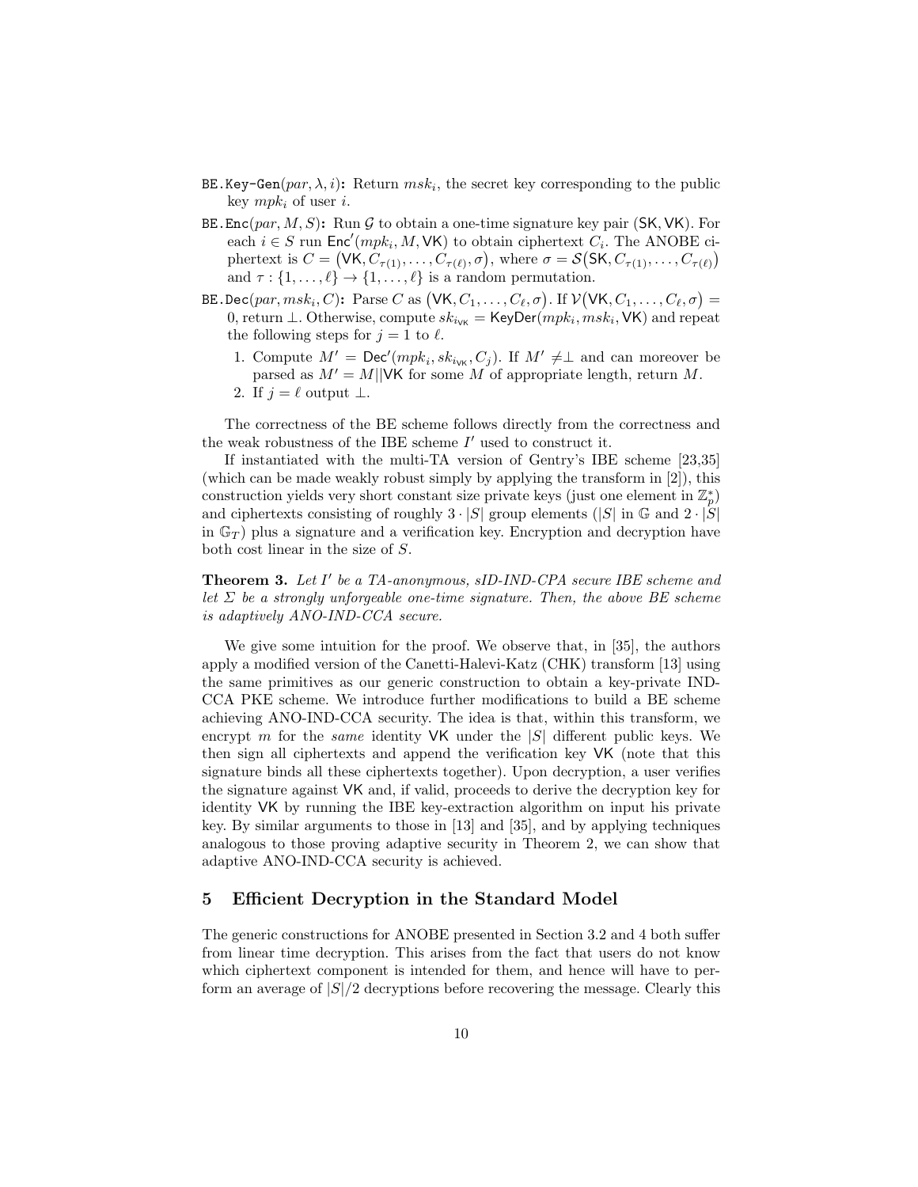- BE.Key-Gen($par, \lambda, i$)**:** Return $msk_i$, the secret key corresponding to the public key $mpk_i$ of user $i$.
- BE.Enc($par, M, S$)**:** Run $\mathcal{G}$ to obtain a one-time signature key pair $(\mathsf{SK}, \mathsf{VK})$. For each $i \in S$ run $\mathsf{Enc}'(mpk_i, M, \mathsf{VK})$ to obtain ciphertext $C_i$. The ANOBE ciphertext is $C = \big(\mathsf{VK}, C_{\tau(1)}, \ldots, C_{\tau(\ell)}, \sigma\big)$, where $\sigma = \mathcal{S}\big(\mathsf{SK}, C_{\tau(1)}, \ldots, C_{\tau(\ell)}\big)$ and $\tau : \{1, \ldots, \ell\} \to \{1, \ldots, \ell\}$ is a random permutation.
- BE.Dec($par, msk_i, C$)**:** Parse $C$ as $\big(\mathsf{VK}, C_1, \ldots, C_\ell, \sigma\big)$. If $\mathcal{V}\big(\mathsf{VK}, C_1, \ldots, C_\ell, \sigma\big) = 0$, return $\perp$. Otherwise, compute $sk_{i_{\mathsf{VK}}} = \mathsf{KeyDer}(mpk_i, msk_i, \mathsf{VK})$ and repeat the following steps for $j = 1$ to $\ell$.
  1. Compute $M' = \mathsf{Dec}'(mpk_i, sk_{i_{\mathsf{VK}}}, C_j)$. If $M' \neq \perp$ and can moreover be parsed as $M' = M || \mathsf{VK}$ for some $M$ of appropriate length, return $M$.
  2. If $j = \ell$ output $\perp$.

The correctness of the BE scheme follows directly from the correctness and the weak robustness of the IBE scheme $I'$ used to construct it.

If instantiated with the multi-TA version of Gentry's IBE scheme [23,35] (which can be made weakly robust simply by applying the transform in [2]), this construction yields very short constant size private keys (just one element in $\mathbb{Z}_p^*$) and ciphertexts consisting of roughly $3 \cdot |S|$ group elements ($|S|$ in $\mathbb{G}$ and $2 \cdot |S|$ in $\mathbb{G}_T$) plus a signature and a verification key. Encryption and decryption have both cost linear in the size of $S$.

**Theorem 3.** *Let $I'$ be a TA-anonymous, sID-IND-CPA secure IBE scheme and let $\Sigma$ be a strongly unforgeable one-time signature. Then, the above BE scheme is adaptively ANO-IND-CCA secure.*

We give some intuition for the proof. We observe that, in [35], the authors apply a modified version of the Canetti-Halevi-Katz (CHK) transform [13] using the same primitives as our generic construction to obtain a key-private IND-CCA PKE scheme. We introduce further modifications to build a BE scheme achieving ANO-IND-CCA security. The idea is that, within this transform, we encrypt $m$ for the *same* identity $\mathsf{VK}$ under the $|S|$ different public keys. We then sign all ciphertexts and append the verification key $\mathsf{VK}$ (note that this signature binds all these ciphertexts together). Upon decryption, a user verifies the signature against $\mathsf{VK}$ and, if valid, proceeds to derive the decryption key for identity $\mathsf{VK}$ by running the IBE key-extraction algorithm on input his private key. By similar arguments to those in [13] and [35], and by applying techniques analogous to those proving adaptive security in Theorem 2, we can show that adaptive ANO-IND-CCA security is achieved.

## 5 Efficient Decryption in the Standard Model

The generic constructions for ANOBE presented in Section 3.2 and 4 both suffer from linear time decryption. This arises from the fact that users do not know which ciphertext component is intended for them, and hence will have to perform an average of $|S|/2$ decryptions before recovering the message. Clearly this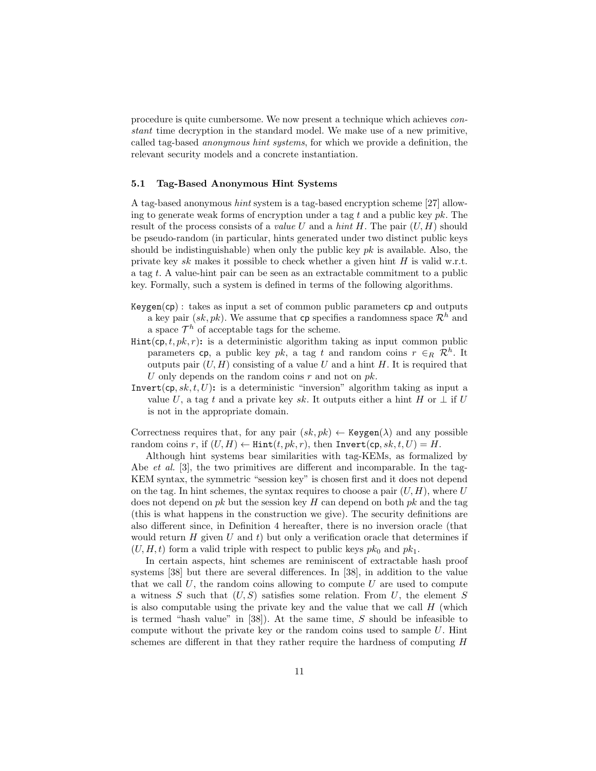procedure is quite cumbersome. We now present a technique which achieves *constant* time decryption in the standard model. We make use of a new primitive, called tag-based *anonymous hint systems*, for which we provide a definition, the relevant security models and a concrete instantiation.

### 5.1 Tag-Based Anonymous Hint Systems

A tag-based anonymous *hint* system is a tag-based encryption scheme [27] allowing to generate weak forms of encryption under a tag $t$ and a public key $pk$. The result of the process consists of a *value* $U$ and a *hint* $H$. The pair $(U, H)$ should be pseudo-random (in particular, hints generated under two distinct public keys should be indistinguishable) when only the public key $pk$ is available. Also, the private key $sk$ makes it possible to check whether a given hint $H$ is valid w.r.t. a tag $t$. A value-hint pair can be seen as an extractable commitment to a public key. Formally, such a system is defined in terms of the following algorithms.

- $\texttt{Keygen}(\mathsf{cp})$ : takes as input a set of common public parameters $\mathsf{cp}$ and outputs a key pair $(sk, pk)$. We assume that $\mathsf{cp}$ specifies a randomness space $\mathcal{R}^h$ and a space $\mathcal{T}^h$ of acceptable tags for the scheme.
- $\texttt{Hint}(\mathsf{cp}, t, pk, r)$**:** is a deterministic algorithm taking as input common public parameters $\mathsf{cp}$, a public key $pk$, a tag $t$ and random coins $r \in_R \mathcal{R}^h$. It outputs pair $(U, H)$ consisting of a value $U$ and a hint $H$. It is required that $U$ only depends on the random coins $r$ and not on $pk$.
- $\texttt{Invert}(\mathsf{cp}, sk, t, U)$**:** is a deterministic "inversion" algorithm taking as input a value $U$, a tag $t$ and a private key $sk$. It outputs either a hint $H$ or $\perp$ if $U$ is not in the appropriate domain.

Correctness requires that, for any pair $(sk, pk) \leftarrow \texttt{Keygen}(\lambda)$ and any possible random coins $r$, if $(U, H) \leftarrow \texttt{Hint}(t, pk, r)$, then $\texttt{Invert}(\mathsf{cp}, sk, t, U) = H$.

Although hint systems bear similarities with tag-KEMs, as formalized by Abe *et al.* [3], the two primitives are different and incomparable. In the tag-KEM syntax, the symmetric "session key" is chosen first and it does not depend on the tag. In hint schemes, the syntax requires to choose a pair $(U, H)$, where $U$ does not depend on $pk$ but the session key $H$ can depend on both $pk$ and the tag (this is what happens in the construction we give). The security definitions are also different since, in Definition 4 hereafter, there is no inversion oracle (that would return $H$ given $U$ and $t$) but only a verification oracle that determines if $(U, H, t)$ form a valid triple with respect to public keys $pk_0$ and $pk_1$.

In certain aspects, hint schemes are reminiscent of extractable hash proof systems [38] but there are several differences. In [38], in addition to the value that we call $U$, the random coins allowing to compute $U$ are used to compute a witness $S$ such that $(U, S)$ satisfies some relation. From $U$, the element $S$ is also computable using the private key and the value that we call $H$ (which is termed "hash value" in [38]). At the same time, $S$ should be infeasible to compute without the private key or the random coins used to sample $U$. Hint schemes are different in that they rather require the hardness of computing $H$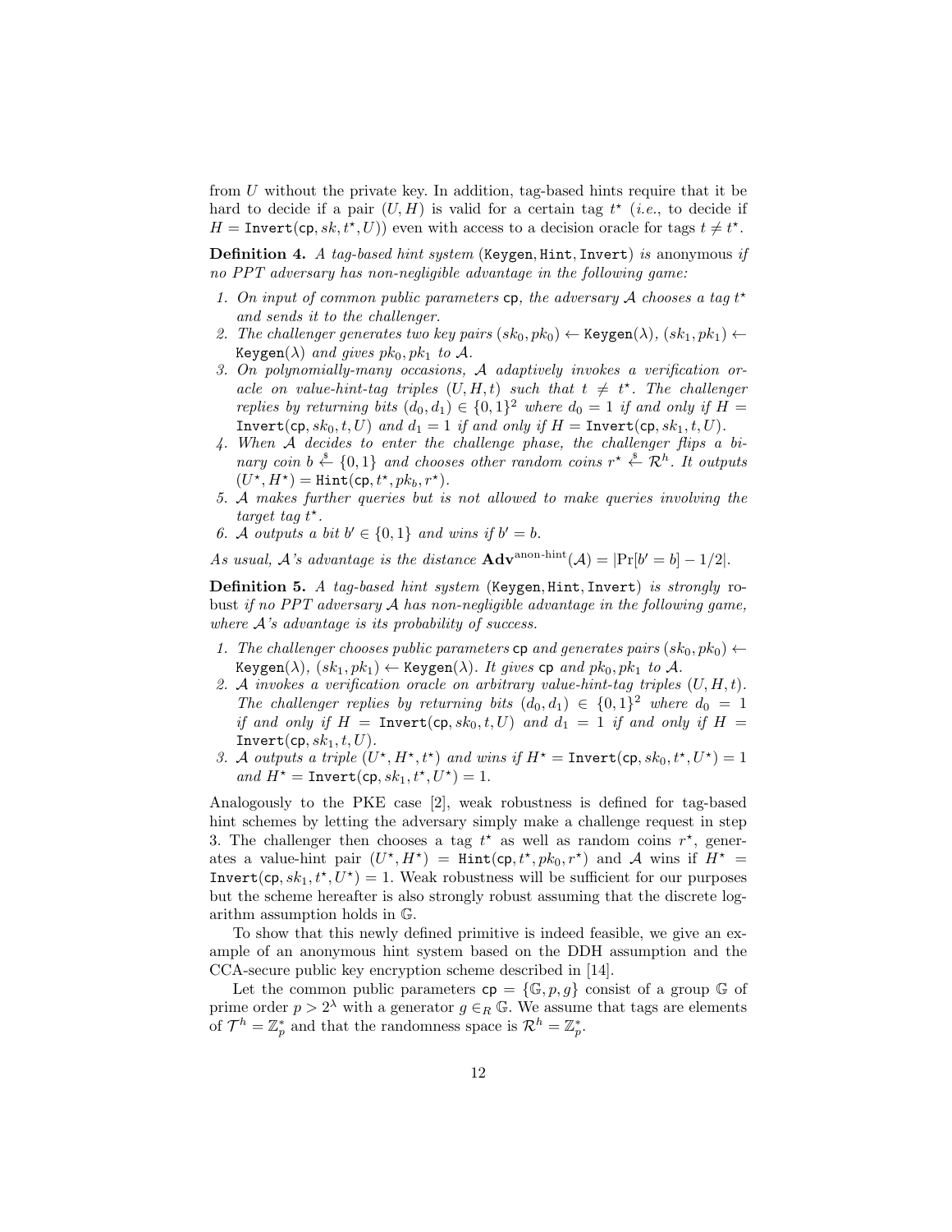from $U$ without the private key. In addition, tag-based hints require that it be hard to decide if a pair $(U, H)$ is valid for a certain tag $t^\star$ (*i.e.*, to decide if $H = \mathtt{Invert}(\mathsf{cp}, sk, t^\star, U)$) even with access to a decision oracle for tags $t \neq t^\star$.

**Definition 4.** *A tag-based hint system* $(\mathtt{Keygen}, \mathtt{Hint}, \mathtt{Invert})$ *is* anonymous *if no PPT adversary has non-negligible advantage in the following game:*

1. *On input of common public parameters* $\mathsf{cp}$*, the adversary* $\mathcal{A}$ *chooses a tag* $t^\star$ *and sends it to the challenger.*
2. *The challenger generates two key pairs* $(sk_0, pk_0) \leftarrow \mathtt{Keygen}(\lambda)$*,* $(sk_1, pk_1) \leftarrow \mathtt{Keygen}(\lambda)$ *and gives* $pk_0, pk_1$ *to* $\mathcal{A}$*.*
3. *On polynomially-many occasions,* $\mathcal{A}$ *adaptively invokes a verification oracle on value-hint-tag triples* $(U, H, t)$ *such that* $t \neq t^\star$*. The challenger replies by returning bits* $(d_0, d_1) \in \{0,1\}^2$ *where* $d_0 = 1$ *if and only if* $H = \mathtt{Invert}(\mathsf{cp}, sk_0, t, U)$ *and* $d_1 = 1$ *if and only if* $H = \mathtt{Invert}(\mathsf{cp}, sk_1, t, U)$*.*
4. *When* $\mathcal{A}$ *decides to enter the challenge phase, the challenger flips a binary coin* $b \xleftarrow{\$} \{0,1\}$ *and chooses other random coins* $r^\star \xleftarrow{\$} \mathcal{R}^h$*. It outputs* $(U^\star, H^\star) = \mathtt{Hint}(\mathsf{cp}, t^\star, pk_b, r^\star)$*.*
5. $\mathcal{A}$ *makes further queries but is not allowed to make queries involving the target tag* $t^\star$*.*
6. $\mathcal{A}$ *outputs a bit* $b' \in \{0,1\}$ *and wins if* $b' = b$*.*

*As usual,* $\mathcal{A}$*'s advantage is the distance* $\mathbf{Adv}^{\text{anon-hint}}(\mathcal{A}) = |\Pr[b' = b] - 1/2|$*.*

**Definition 5.** *A tag-based hint system* $(\mathtt{Keygen}, \mathtt{Hint}, \mathtt{Invert})$ *is strongly* robust *if no PPT adversary* $\mathcal{A}$ *has non-negligible advantage in the following game, where* $\mathcal{A}$*'s advantage is its probability of success.*

1. *The challenger chooses public parameters* $\mathsf{cp}$ *and generates pairs* $(sk_0, pk_0) \leftarrow \mathtt{Keygen}(\lambda)$*,* $(sk_1, pk_1) \leftarrow \mathtt{Keygen}(\lambda)$*. It gives* $\mathsf{cp}$ *and* $pk_0, pk_1$ *to* $\mathcal{A}$*.*
2. $\mathcal{A}$ *invokes a verification oracle on arbitrary value-hint-tag triples* $(U, H, t)$*. The challenger replies by returning bits* $(d_0, d_1) \in \{0,1\}^2$ *where* $d_0 = 1$ *if and only if* $H = \mathtt{Invert}(\mathsf{cp}, sk_0, t, U)$ *and* $d_1 = 1$ *if and only if* $H = \mathtt{Invert}(\mathsf{cp}, sk_1, t, U)$*.*
3. $\mathcal{A}$ *outputs a triple* $(U^\star, H^\star, t^\star)$ *and wins if* $H^\star = \mathtt{Invert}(\mathsf{cp}, sk_0, t^\star, U^\star) = 1$ *and* $H^\star = \mathtt{Invert}(\mathsf{cp}, sk_1, t^\star, U^\star) = 1$*.*

Analogously to the PKE case [2], weak robustness is defined for tag-based hint schemes by letting the adversary simply make a challenge request in step 3. The challenger then chooses a tag $t^\star$ as well as random coins $r^\star$, generates a value-hint pair $(U^\star, H^\star) = \mathtt{Hint}(\mathsf{cp}, t^\star, pk_0, r^\star)$ and $\mathcal{A}$ wins if $H^\star = \mathtt{Invert}(\mathsf{cp}, sk_1, t^\star, U^\star) = 1$. Weak robustness will be sufficient for our purposes but the scheme hereafter is also strongly robust assuming that the discrete logarithm assumption holds in $\mathbb{G}$.

To show that this newly defined primitive is indeed feasible, we give an example of an anonymous hint system based on the DDH assumption and the CCA-secure public key encryption scheme described in [14].

Let the common public parameters $\mathsf{cp} = \{\mathbb{G}, p, g\}$ consist of a group $\mathbb{G}$ of prime order $p > 2^\lambda$ with a generator $g \in_R \mathbb{G}$. We assume that tags are elements of $\mathcal{T}^h = \mathbb{Z}_p^*$ and that the randomness space is $\mathcal{R}^h = \mathbb{Z}_p^*$.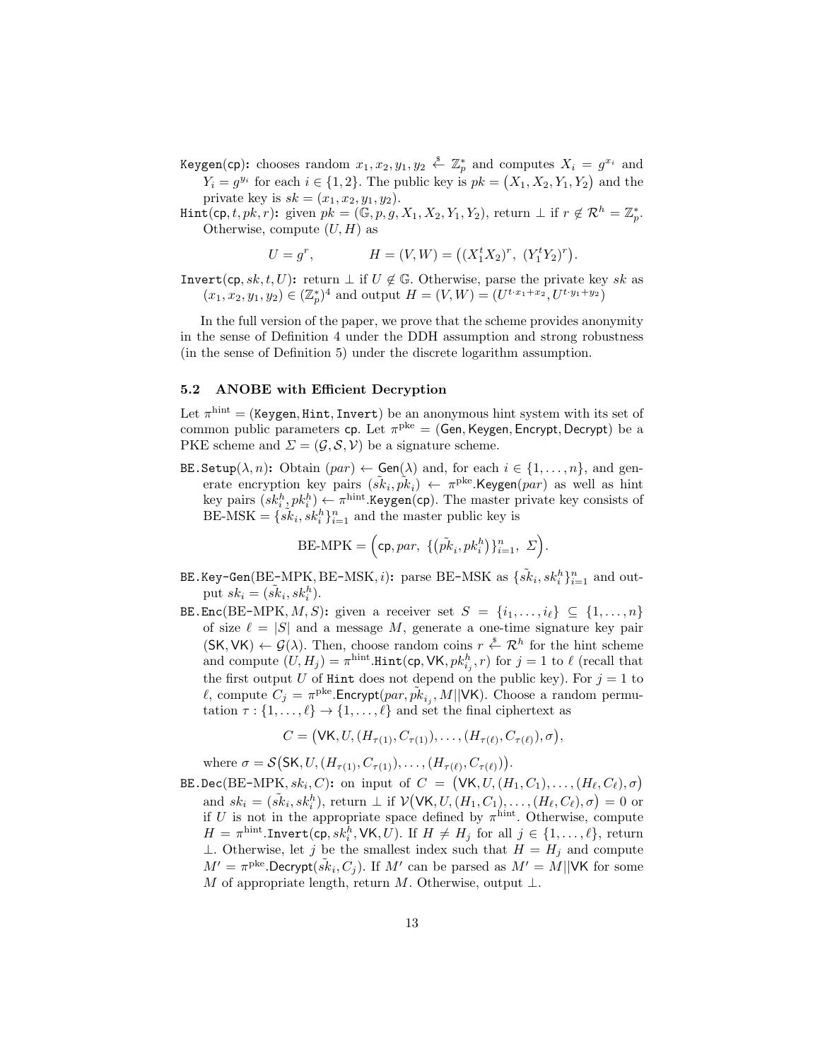`Keygen(cp)`**:** chooses random $x_1, x_2, y_1, y_2 \stackrel{\$}{\leftarrow} \mathbb{Z}_p^*$ and computes $X_i = g^{x_i}$ and $Y_i = g^{y_i}$ for each $i \in \{1, 2\}$. The public key is $pk = \big(X_1, X_2, Y_1, Y_2\big)$ and the private key is $sk = (x_1, x_2, y_1, y_2)$.

`Hint(cp`$, t, pk, r$`)`**:** given $pk = (\mathbb{G}, p, g, X_1, X_2, Y_1, Y_2)$, return $\perp$ if $r \notin \mathcal{R}^h = \mathbb{Z}_p^*$. Otherwise, compute $(U, H)$ as

$$U = g^r, \qquad\qquad H = (V, W) = \big((X_1^t X_2)^r,\ (Y_1^t Y_2)^r\big).$$

`Invert(cp`$, sk, t, U$`)`**:** return $\perp$ if $U \notin \mathbb{G}$. Otherwise, parse the private key $sk$ as $(x_1, x_2, y_1, y_2) \in (\mathbb{Z}_p^*)^4$ and output $H = (V, W) = (U^{t \cdot x_1 + x_2}, U^{t \cdot y_1 + y_2})$

In the full version of the paper, we prove that the scheme provides anonymity in the sense of Definition 4 under the DDH assumption and strong robustness (in the sense of Definition 5) under the discrete logarithm assumption.

### 5.2 ANOBE with Efficient Decryption

Let $\pi^{\text{hint}} = (\texttt{Keygen}, \texttt{Hint}, \texttt{Invert})$ be an anonymous hint system with its set of common public parameters $\mathsf{cp}$. Let $\pi^{\text{pke}} = (\mathsf{Gen}, \mathsf{Keygen}, \mathsf{Encrypt}, \mathsf{Decrypt})$ be a PKE scheme and $\Sigma = (\mathcal{G}, \mathcal{S}, \mathcal{V})$ be a signature scheme.

`BE.Setup`$(\lambda, n)$**:** Obtain $(par) \leftarrow \mathsf{Gen}(\lambda)$ and, for each $i \in \{1, \ldots, n\}$, and generate encryption key pairs $(\tilde{sk}_i, \tilde{pk}_i) \leftarrow \pi^{\text{pke}}.\mathsf{Keygen}(par)$ as well as hint key pairs $(sk_i^h, pk_i^h) \leftarrow \pi^{\text{hint}}.\texttt{Keygen}(\mathsf{cp})$. The master private key consists of $\text{BE-MSK} = \{\tilde{sk}_i, sk_i^h\}_{i=1}^n$ and the master public key is

$$\text{BE-MPK} = \Big(\mathsf{cp}, par,\ \{\big(\tilde{pk}_i, pk_i^h\big)\}_{i=1}^n,\ \Sigma\Big).$$

`BE.Key-Gen`$(\text{BE-MPK}, \text{BE-MSK}, i)$**:** parse BE-MSK as $\{\tilde{sk}_i, sk_i^h\}_{i=1}^n$ and output $sk_i = (\tilde{sk}_i, sk_i^h)$.

`BE.Enc`$(\text{BE-MPK}, M, S)$**:** given a receiver set $S = \{i_1, \ldots, i_\ell\} \subseteq \{1, \ldots, n\}$ of size $\ell = |S|$ and a message $M$, generate a one-time signature key pair $(\mathsf{SK}, \mathsf{VK}) \leftarrow \mathcal{G}(\lambda)$. Then, choose random coins $r \stackrel{\$}{\leftarrow} \mathcal{R}^h$ for the hint scheme and compute $(U, H_j) = \pi^{\text{hint}}.\texttt{Hint}(\mathsf{cp}, \mathsf{VK}, pk_{i_j}^h, r)$ for $j = 1$ to $\ell$ (recall that the first output $U$ of `Hint` does not depend on the public key). For $j = 1$ to $\ell$, compute $C_j = \pi^{\text{pke}}.\mathsf{Encrypt}(par, \tilde{pk}_{i_j}, M||\mathsf{VK})$. Choose a random permutation $\tau : \{1, \ldots, \ell\} \to \{1, \ldots, \ell\}$ and set the final ciphertext as

$$C = \big(\mathsf{VK}, U, (H_{\tau(1)}, C_{\tau(1)}), \ldots, (H_{\tau(\ell)}, C_{\tau(\ell)}), \sigma\big),$$

where $\sigma = \mathcal{S}\big(\mathsf{SK}, U, (H_{\tau(1)}, C_{\tau(1)}), \ldots, (H_{\tau(\ell)}, C_{\tau(\ell)})\big)$.

`BE.Dec`$(\text{BE-MPK}, sk_i, C)$**:** on input of $C = \big(\mathsf{VK}, U, (H_1, C_1), \ldots, (H_\ell, C_\ell), \sigma\big)$ and $sk_i = (\tilde{sk}_i, sk_i^h)$, return $\perp$ if $\mathcal{V}\big(\mathsf{VK}, U, (H_1, C_1), \ldots, (H_\ell, C_\ell), \sigma\big) = 0$ or if $U$ is not in the appropriate space defined by $\pi^{\text{hint}}$. Otherwise, compute $H = \pi^{\text{hint}}.\texttt{Invert}(\mathsf{cp}, sk_i^h, \mathsf{VK}, U)$. If $H \neq H_j$ for all $j \in \{1, \ldots, \ell\}$, return $\perp$. Otherwise, let $j$ be the smallest index such that $H = H_j$ and compute $M' = \pi^{\text{pke}}.\mathsf{Decrypt}(\tilde{sk}_i, C_j)$. If $M'$ can be parsed as $M' = M||\mathsf{VK}$ for some $M$ of appropriate length, return $M$. Otherwise, output $\perp$.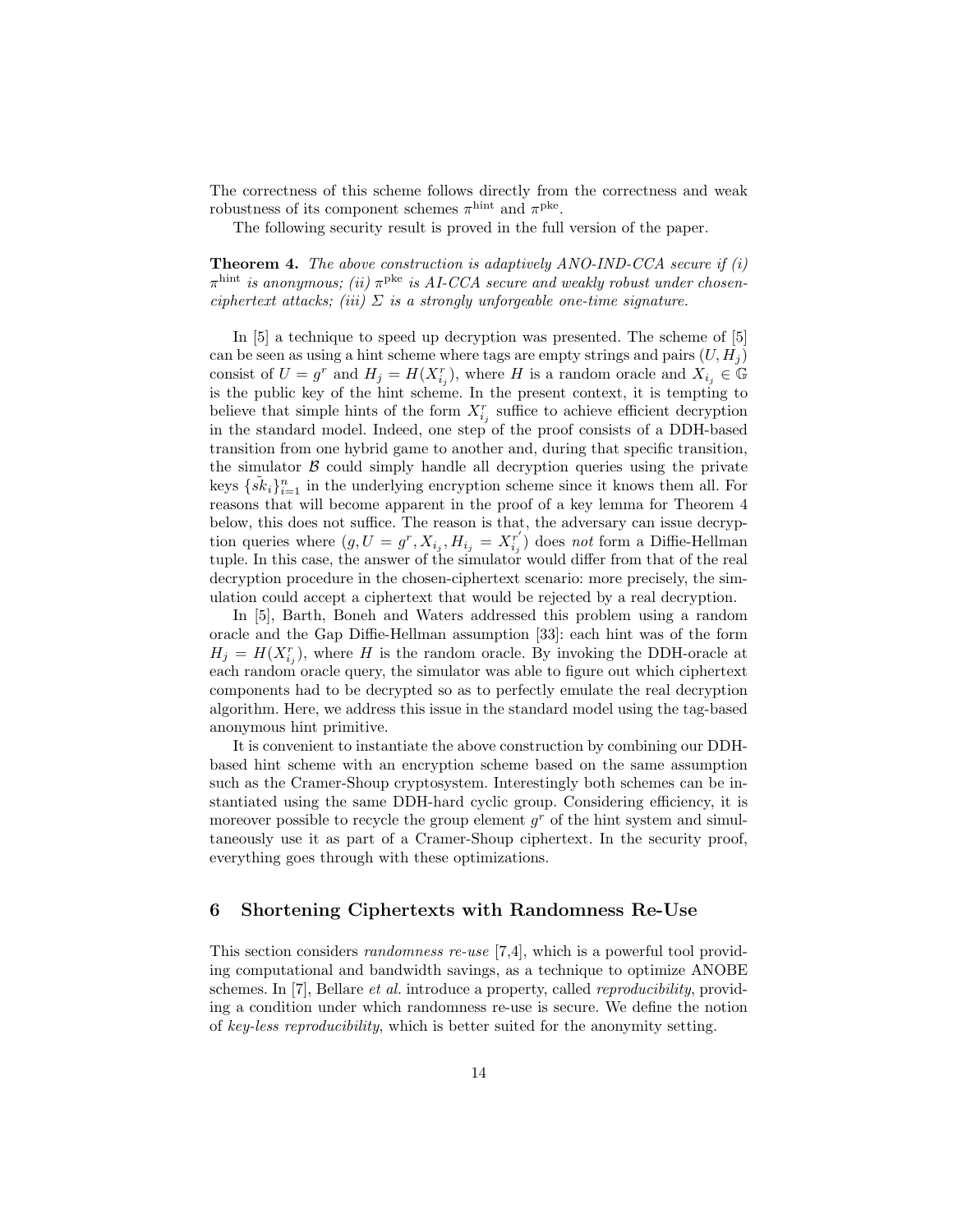The correctness of this scheme follows directly from the correctness and weak robustness of its component schemes $\pi^{\text{hint}}$ and $\pi^{\text{pke}}$.

The following security result is proved in the full version of the paper.

**Theorem 4.** *The above construction is adaptively ANO-IND-CCA secure if (i) $\pi^{\text{hint}}$ is anonymous; (ii) $\pi^{\text{pke}}$ is AI-CCA secure and weakly robust under chosen-ciphertext attacks; (iii) $\Sigma$ is a strongly unforgeable one-time signature.*

In [5] a technique to speed up decryption was presented. The scheme of [5] can be seen as using a hint scheme where tags are empty strings and pairs $(U, H_j)$ consist of $U = g^r$ and $H_j = H(X_{i_j}^r)$, where $H$ is a random oracle and $X_{i_j} \in \mathbb{G}$ is the public key of the hint scheme. In the present context, it is tempting to believe that simple hints of the form $X_{i_j}^r$ suffice to achieve efficient decryption in the standard model. Indeed, one step of the proof consists of a DDH-based transition from one hybrid game to another and, during that specific transition, the simulator $\mathcal{B}$ could simply handle all decryption queries using the private keys $\{\tilde{sk}_i\}_{i=1}^n$ in the underlying encryption scheme since it knows them all. For reasons that will become apparent in the proof of a key lemma for Theorem 4 below, this does not suffice. The reason is that, the adversary can issue decryption queries where $(g, U = g^r, X_{i_j}, H_{i_j} = X_{i_j}^{r'})$ does *not* form a Diffie-Hellman tuple. In this case, the answer of the simulator would differ from that of the real decryption procedure in the chosen-ciphertext scenario: more precisely, the simulation could accept a ciphertext that would be rejected by a real decryption.

In [5], Barth, Boneh and Waters addressed this problem using a random oracle and the Gap Diffie-Hellman assumption [33]: each hint was of the form $H_j = H(X_{i_j}^r)$, where $H$ is the random oracle. By invoking the DDH-oracle at each random oracle query, the simulator was able to figure out which ciphertext components had to be decrypted so as to perfectly emulate the real decryption algorithm. Here, we address this issue in the standard model using the tag-based anonymous hint primitive.

It is convenient to instantiate the above construction by combining our DDH-based hint scheme with an encryption scheme based on the same assumption such as the Cramer-Shoup cryptosystem. Interestingly both schemes can be instantiated using the same DDH-hard cyclic group. Considering efficiency, it is moreover possible to recycle the group element $g^r$ of the hint system and simultaneously use it as part of a Cramer-Shoup ciphertext. In the security proof, everything goes through with these optimizations.

## 6 Shortening Ciphertexts with Randomness Re-Use

This section considers *randomness re-use* [7,4], which is a powerful tool providing computational and bandwidth savings, as a technique to optimize ANOBE schemes. In [7], Bellare *et al.* introduce a property, called *reproducibility*, providing a condition under which randomness re-use is secure. We define the notion of *key-less reproducibility*, which is better suited for the anonymity setting.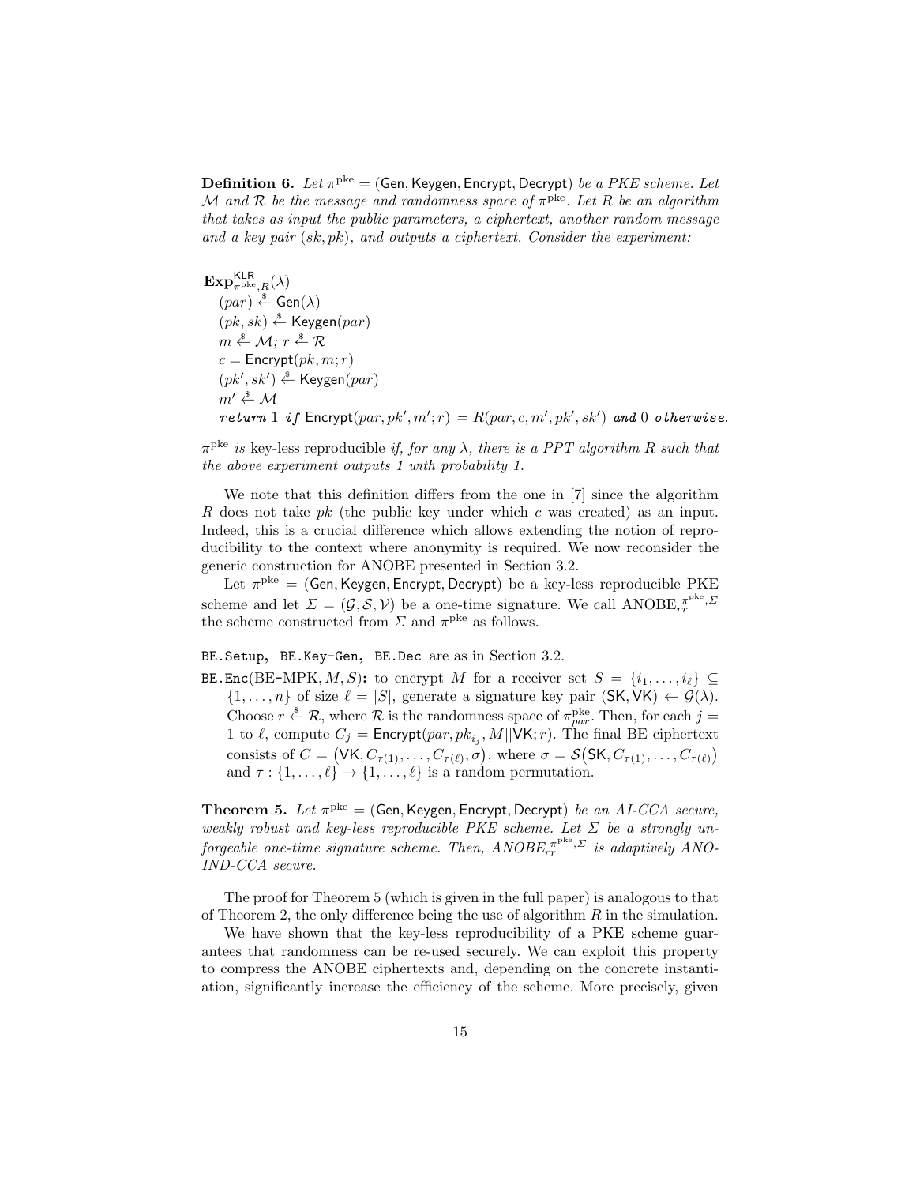**Definition 6.** *Let $\pi^{\text{pke}} = (\mathsf{Gen}, \mathsf{Keygen}, \mathsf{Encrypt}, \mathsf{Decrypt})$ be a PKE scheme. Let $\mathcal{M}$ and $\mathcal{R}$ be the message and randomness space of $\pi^{\text{pke}}$. Let $R$ be an algorithm that takes as input the public parameters, a ciphertext, another random message and a key pair $(sk, pk)$, and outputs a ciphertext. Consider the experiment:*

$\mathbf{Exp}^{\mathsf{KLR}}_{\pi^{\text{pke}},R}(\lambda)$
  $(par) \stackrel{\$}{\leftarrow} \mathsf{Gen}(\lambda)$
  $(pk, sk) \stackrel{\$}{\leftarrow} \mathsf{Keygen}(par)$
  $m \stackrel{\$}{\leftarrow} \mathcal{M}$; $r \stackrel{\$}{\leftarrow} \mathcal{R}$
  $c = \mathsf{Encrypt}(pk, m; r)$
  $(pk', sk') \stackrel{\$}{\leftarrow} \mathsf{Keygen}(par)$
  $m' \stackrel{\$}{\leftarrow} \mathcal{M}$
  ***return*** $1$ ***if*** $\mathsf{Encrypt}(par, pk', m'; r) = R(par, c, m', pk', sk')$ ***and*** $0$ ***otherwise.***

*$\pi^{\text{pke}}$ is* key-less reproducible *if, for any $\lambda$, there is a PPT algorithm $R$ such that the above experiment outputs 1 with probability 1.*

We note that this definition differs from the one in [7] since the algorithm $R$ does not take $pk$ (the public key under which $c$ was created) as an input. Indeed, this is a crucial difference which allows extending the notion of reproducibility to the context where anonymity is required. We now reconsider the generic construction for ANOBE presented in Section 3.2.

Let $\pi^{\text{pke}} = (\mathsf{Gen}, \mathsf{Keygen}, \mathsf{Encrypt}, \mathsf{Decrypt})$ be a key-less reproducible PKE scheme and let $\Sigma = (\mathcal{G}, \mathcal{S}, \mathcal{V})$ be a one-time signature. We call $\text{ANOBE}_{rr}^{\pi^{\text{pke}},\Sigma}$ the scheme constructed from $\Sigma$ and $\pi^{\text{pke}}$ as follows.

`BE.Setup`, `BE.Key-Gen`, `BE.Dec` are as in Section 3.2.

`BE.Enc`(BE-MPK, $M, S$)**:** to encrypt $M$ for a receiver set $S = \{i_1, \ldots, i_\ell\} \subseteq \{1, \ldots, n\}$ of size $\ell = |S|$, generate a signature key pair $(\mathsf{SK}, \mathsf{VK}) \leftarrow \mathcal{G}(\lambda)$. Choose $r \stackrel{\$}{\leftarrow} \mathcal{R}$, where $\mathcal{R}$ is the randomness space of $\pi^{\text{pke}}_{par}$. Then, for each $j = 1$ to $\ell$, compute $C_j = \mathsf{Encrypt}(par, pk_{i_j}, M \| \mathsf{VK}; r)$. The final BE ciphertext consists of $C = \big(\mathsf{VK}, C_{\tau(1)}, \ldots, C_{\tau(\ell)}, \sigma\big)$, where $\sigma = \mathcal{S}\big(\mathsf{SK}, C_{\tau(1)}, \ldots, C_{\tau(\ell)}\big)$ and $\tau : \{1, \ldots, \ell\} \to \{1, \ldots, \ell\}$ is a random permutation.

**Theorem 5.** *Let $\pi^{\text{pke}} = (\mathsf{Gen}, \mathsf{Keygen}, \mathsf{Encrypt}, \mathsf{Decrypt})$ be an AI-CCA secure, weakly robust and key-less reproducible PKE scheme. Let $\Sigma$ be a strongly unforgeable one-time signature scheme. Then, $\text{ANOBE}_{rr}^{\pi^{\text{pke}},\Sigma}$ is adaptively ANO-IND-CCA secure.*

The proof for Theorem 5 (which is given in the full paper) is analogous to that of Theorem 2, the only difference being the use of algorithm $R$ in the simulation.

We have shown that the key-less reproducibility of a PKE scheme guarantees that randomness can be re-used securely. We can exploit this property to compress the ANOBE ciphertexts and, depending on the concrete instantiation, significantly increase the efficiency of the scheme. More precisely, given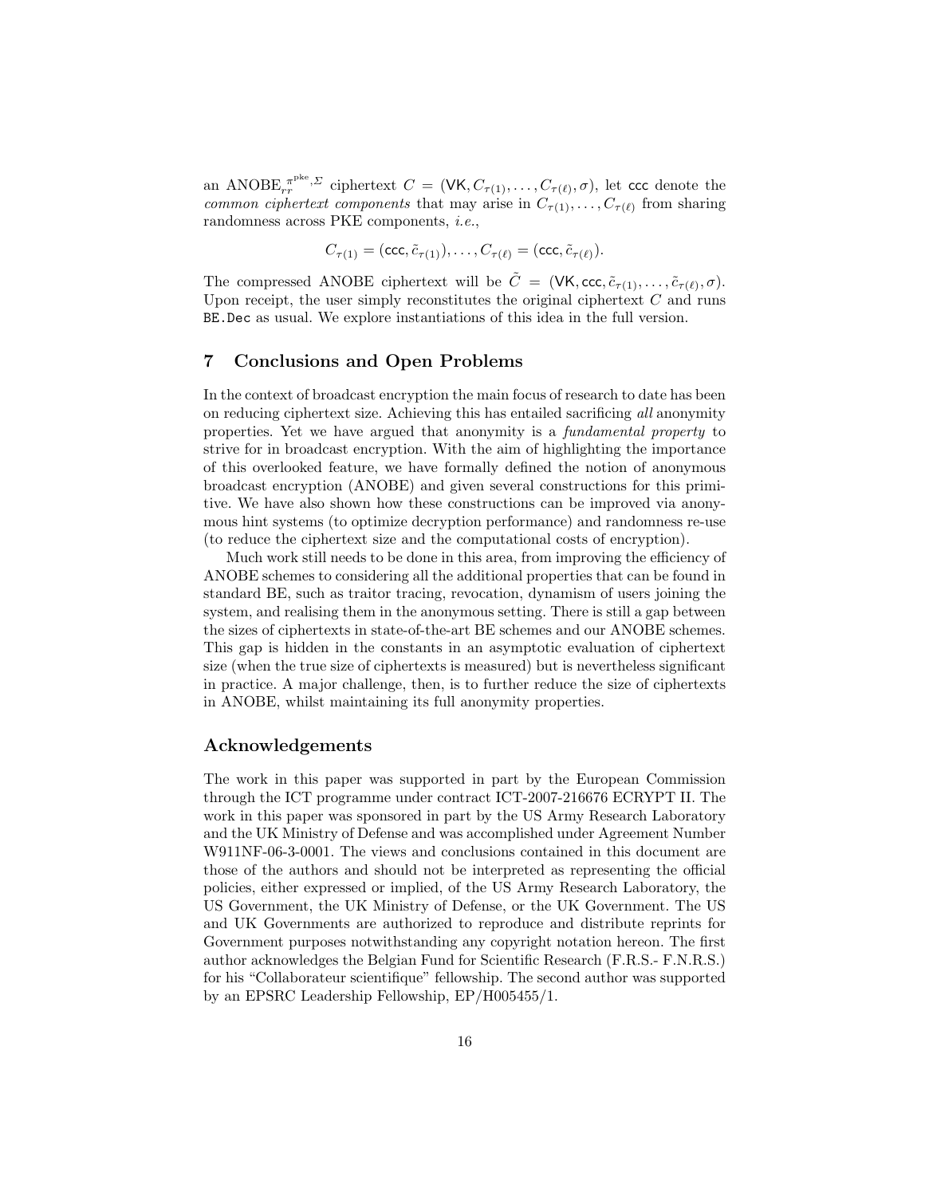an $\text{ANOBE}_{rr}^{\pi^{\text{pke}},\Sigma}$ ciphertext $C = (\mathsf{VK}, C_{\tau(1)}, \ldots, C_{\tau(\ell)}, \sigma)$, let $\mathsf{ccc}$ denote the *common ciphertext components* that may arise in $C_{\tau(1)}, \ldots, C_{\tau(\ell)}$ from sharing randomness across PKE components, *i.e.*,

$$C_{\tau(1)} = (\mathsf{ccc}, \tilde{c}_{\tau(1)}), \ldots, C_{\tau(\ell)} = (\mathsf{ccc}, \tilde{c}_{\tau(\ell)}).$$

The compressed ANOBE ciphertext will be $\tilde{C} = (\mathsf{VK}, \mathsf{ccc}, \tilde{c}_{\tau(1)}, \ldots, \tilde{c}_{\tau(\ell)}, \sigma)$. Upon receipt, the user simply reconstitutes the original ciphertext $C$ and runs `BE.Dec` as usual. We explore instantiations of this idea in the full version.

## 7 Conclusions and Open Problems

In the context of broadcast encryption the main focus of research to date has been on reducing ciphertext size. Achieving this has entailed sacrificing *all* anonymity properties. Yet we have argued that anonymity is a *fundamental property* to strive for in broadcast encryption. With the aim of highlighting the importance of this overlooked feature, we have formally defined the notion of anonymous broadcast encryption (ANOBE) and given several constructions for this primitive. We have also shown how these constructions can be improved via anonymous hint systems (to optimize decryption performance) and randomness re-use (to reduce the ciphertext size and the computational costs of encryption).

Much work still needs to be done in this area, from improving the efficiency of ANOBE schemes to considering all the additional properties that can be found in standard BE, such as traitor tracing, revocation, dynamism of users joining the system, and realising them in the anonymous setting. There is still a gap between the sizes of ciphertexts in state-of-the-art BE schemes and our ANOBE schemes. This gap is hidden in the constants in an asymptotic evaluation of ciphertext size (when the true size of ciphertexts is measured) but is nevertheless significant in practice. A major challenge, then, is to further reduce the size of ciphertexts in ANOBE, whilst maintaining its full anonymity properties.

## Acknowledgements

The work in this paper was supported in part by the European Commission through the ICT programme under contract ICT-2007-216676 ECRYPT II. The work in this paper was sponsored in part by the US Army Research Laboratory and the UK Ministry of Defense and was accomplished under Agreement Number W911NF-06-3-0001. The views and conclusions contained in this document are those of the authors and should not be interpreted as representing the official policies, either expressed or implied, of the US Army Research Laboratory, the US Government, the UK Ministry of Defense, or the UK Government. The US and UK Governments are authorized to reproduce and distribute reprints for Government purposes notwithstanding any copyright notation hereon. The first author acknowledges the Belgian Fund for Scientific Research (F.R.S.- F.N.R.S.) for his "Collaborateur scientifique" fellowship. The second author was supported by an EPSRC Leadership Fellowship, EP/H005455/1.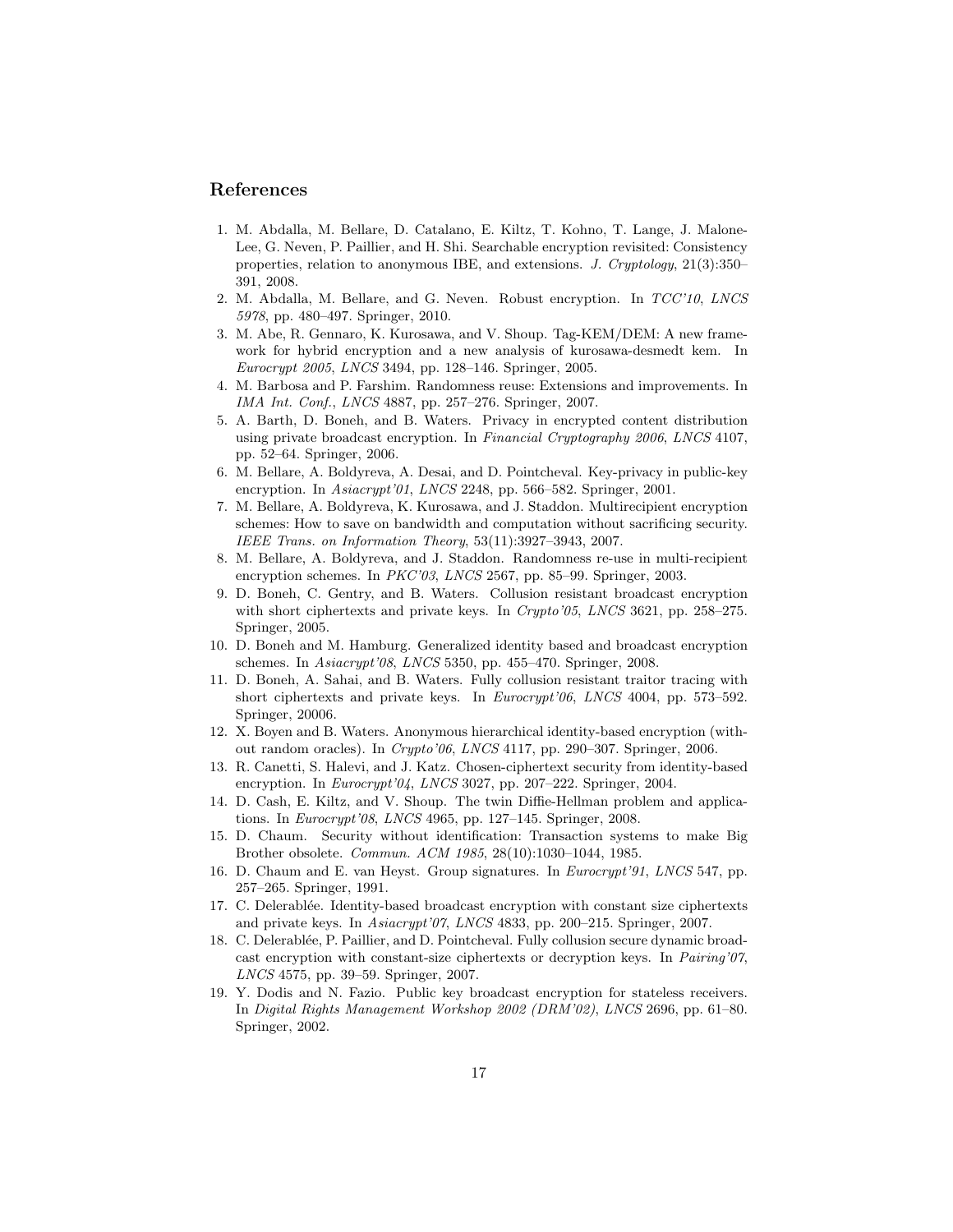## References

1. M. Abdalla, M. Bellare, D. Catalano, E. Kiltz, T. Kohno, T. Lange, J. Malone-Lee, G. Neven, P. Paillier, and H. Shi. Searchable encryption revisited: Consistency properties, relation to anonymous IBE, and extensions. *J. Cryptology*, 21(3):350–391, 2008.
2. M. Abdalla, M. Bellare, and G. Neven. Robust encryption. In *TCC'10*, *LNCS 5978*, pp. 480–497. Springer, 2010.
3. M. Abe, R. Gennaro, K. Kurosawa, and V. Shoup. Tag-KEM/DEM: A new framework for hybrid encryption and a new analysis of kurosawa-desmedt kem. In *Eurocrypt 2005*, *LNCS* 3494, pp. 128–146. Springer, 2005.
4. M. Barbosa and P. Farshim. Randomness reuse: Extensions and improvements. In *IMA Int. Conf.*, *LNCS* 4887, pp. 257–276. Springer, 2007.
5. A. Barth, D. Boneh, and B. Waters. Privacy in encrypted content distribution using private broadcast encryption. In *Financial Cryptography 2006*, *LNCS* 4107, pp. 52–64. Springer, 2006.
6. M. Bellare, A. Boldyreva, A. Desai, and D. Pointcheval. Key-privacy in public-key encryption. In *Asiacrypt'01*, *LNCS* 2248, pp. 566–582. Springer, 2001.
7. M. Bellare, A. Boldyreva, K. Kurosawa, and J. Staddon. Multirecipient encryption schemes: How to save on bandwidth and computation without sacrificing security. *IEEE Trans. on Information Theory*, 53(11):3927–3943, 2007.
8. M. Bellare, A. Boldyreva, and J. Staddon. Randomness re-use in multi-recipient encryption schemes. In *PKC'03*, *LNCS* 2567, pp. 85–99. Springer, 2003.
9. D. Boneh, C. Gentry, and B. Waters. Collusion resistant broadcast encryption with short ciphertexts and private keys. In *Crypto'05*, *LNCS* 3621, pp. 258–275. Springer, 2005.
10. D. Boneh and M. Hamburg. Generalized identity based and broadcast encryption schemes. In *Asiacrypt'08*, *LNCS* 5350, pp. 455–470. Springer, 2008.
11. D. Boneh, A. Sahai, and B. Waters. Fully collusion resistant traitor tracing with short ciphertexts and private keys. In *Eurocrypt'06*, *LNCS* 4004, pp. 573–592. Springer, 20006.
12. X. Boyen and B. Waters. Anonymous hierarchical identity-based encryption (without random oracles). In *Crypto'06*, *LNCS* 4117, pp. 290–307. Springer, 2006.
13. R. Canetti, S. Halevi, and J. Katz. Chosen-ciphertext security from identity-based encryption. In *Eurocrypt'04*, *LNCS* 3027, pp. 207–222. Springer, 2004.
14. D. Cash, E. Kiltz, and V. Shoup. The twin Diffie-Hellman problem and applications. In *Eurocrypt'08*, *LNCS* 4965, pp. 127–145. Springer, 2008.
15. D. Chaum. Security without identification: Transaction systems to make Big Brother obsolete. *Commun. ACM 1985*, 28(10):1030–1044, 1985.
16. D. Chaum and E. van Heyst. Group signatures. In *Eurocrypt'91*, *LNCS* 547, pp. 257–265. Springer, 1991.
17. C. Delerablée. Identity-based broadcast encryption with constant size ciphertexts and private keys. In *Asiacrypt'07*, *LNCS* 4833, pp. 200–215. Springer, 2007.
18. C. Delerablée, P. Paillier, and D. Pointcheval. Fully collusion secure dynamic broadcast encryption with constant-size ciphertexts or decryption keys. In *Pairing'07*, *LNCS* 4575, pp. 39–59. Springer, 2007.
19. Y. Dodis and N. Fazio. Public key broadcast encryption for stateless receivers. In *Digital Rights Management Workshop 2002 (DRM'02)*, *LNCS* 2696, pp. 61–80. Springer, 2002.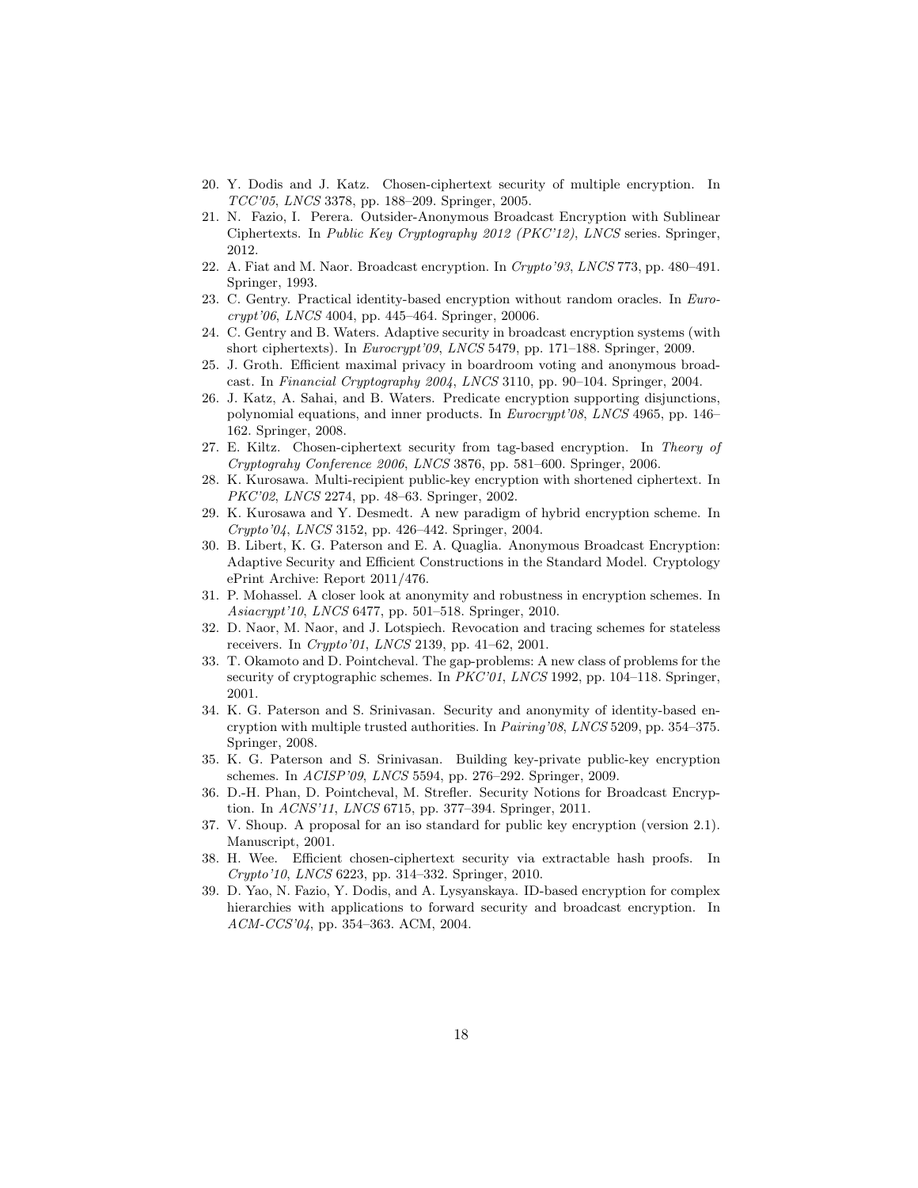20. Y. Dodis and J. Katz. Chosen-ciphertext security of multiple encryption. In *TCC'05*, *LNCS* 3378, pp. 188–209. Springer, 2005.
21. N. Fazio, I. Perera. Outsider-Anonymous Broadcast Encryption with Sublinear Ciphertexts. In *Public Key Cryptography 2012 (PKC'12)*, *LNCS* series. Springer, 2012.
22. A. Fiat and M. Naor. Broadcast encryption. In *Crypto'93*, *LNCS* 773, pp. 480–491. Springer, 1993.
23. C. Gentry. Practical identity-based encryption without random oracles. In *Eurocrypt'06*, *LNCS* 4004, pp. 445–464. Springer, 20006.
24. C. Gentry and B. Waters. Adaptive security in broadcast encryption systems (with short ciphertexts). In *Eurocrypt'09*, *LNCS* 5479, pp. 171–188. Springer, 2009.
25. J. Groth. Efficient maximal privacy in boardroom voting and anonymous broadcast. In *Financial Cryptography 2004*, *LNCS* 3110, pp. 90–104. Springer, 2004.
26. J. Katz, A. Sahai, and B. Waters. Predicate encryption supporting disjunctions, polynomial equations, and inner products. In *Eurocrypt'08*, *LNCS* 4965, pp. 146–162. Springer, 2008.
27. E. Kiltz. Chosen-ciphertext security from tag-based encryption. In *Theory of Cryptograhy Conference 2006*, *LNCS* 3876, pp. 581–600. Springer, 2006.
28. K. Kurosawa. Multi-recipient public-key encryption with shortened ciphertext. In *PKC'02*, *LNCS* 2274, pp. 48–63. Springer, 2002.
29. K. Kurosawa and Y. Desmedt. A new paradigm of hybrid encryption scheme. In *Crypto'04*, *LNCS* 3152, pp. 426–442. Springer, 2004.
30. B. Libert, K. G. Paterson and E. A. Quaglia. Anonymous Broadcast Encryption: Adaptive Security and Efficient Constructions in the Standard Model. Cryptology ePrint Archive: Report 2011/476.
31. P. Mohassel. A closer look at anonymity and robustness in encryption schemes. In *Asiacrypt'10*, *LNCS* 6477, pp. 501–518. Springer, 2010.
32. D. Naor, M. Naor, and J. Lotspiech. Revocation and tracing schemes for stateless receivers. In *Crypto'01*, *LNCS* 2139, pp. 41–62, 2001.
33. T. Okamoto and D. Pointcheval. The gap-problems: A new class of problems for the security of cryptographic schemes. In *PKC'01*, *LNCS* 1992, pp. 104–118. Springer, 2001.
34. K. G. Paterson and S. Srinivasan. Security and anonymity of identity-based encryption with multiple trusted authorities. In *Pairing'08*, *LNCS* 5209, pp. 354–375. Springer, 2008.
35. K. G. Paterson and S. Srinivasan. Building key-private public-key encryption schemes. In *ACISP'09*, *LNCS* 5594, pp. 276–292. Springer, 2009.
36. D.-H. Phan, D. Pointcheval, M. Strefler. Security Notions for Broadcast Encryption. In *ACNS'11*, *LNCS* 6715, pp. 377–394. Springer, 2011.
37. V. Shoup. A proposal for an iso standard for public key encryption (version 2.1). Manuscript, 2001.
38. H. Wee. Efficient chosen-ciphertext security via extractable hash proofs. In *Crypto'10*, *LNCS* 6223, pp. 314–332. Springer, 2010.
39. D. Yao, N. Fazio, Y. Dodis, and A. Lysyanskaya. ID-based encryption for complex hierarchies with applications to forward security and broadcast encryption. In *ACM-CCS'04*, pp. 354–363. ACM, 2004.